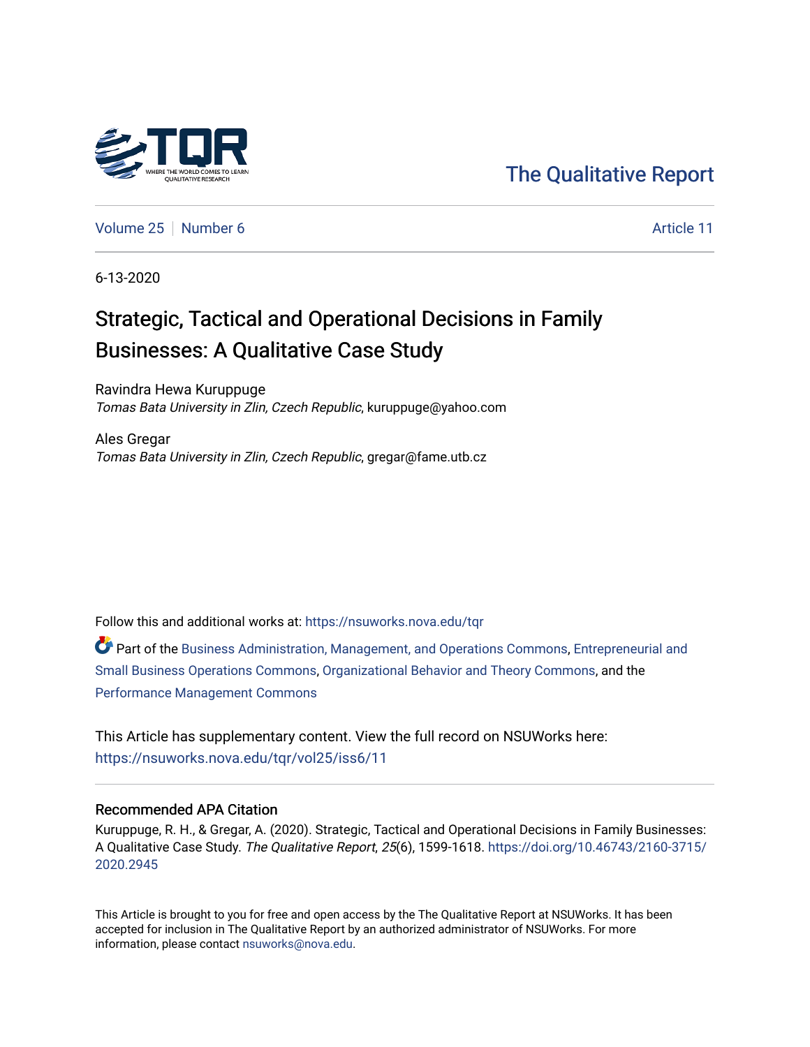The Qualitative Report

Volume 25 | Number 6 | Article 11

6-13-2020

# Strategic, Tactical and Operational Decisions in Family Businesses: A Qualitative Case Study

Ravindra Hewa Kuruppuge
*Tomas Bata University in Zlin, Czech Republic*, kuruppuge@yahoo.com

Ales Gregar
*Tomas Bata University in Zlin, Czech Republic*, gregar@fame.utb.cz

Follow this and additional works at: https://nsuworks.nova.edu/tqr

Part of the Business Administration, Management, and Operations Commons, Entrepreneurial and Small Business Operations Commons, Organizational Behavior and Theory Commons, and the Performance Management Commons

This Article has supplementary content. View the full record on NSUWorks here: https://nsuworks.nova.edu/tqr/vol25/iss6/11

## Recommended APA Citation

Kuruppuge, R. H., & Gregar, A. (2020). Strategic, Tactical and Operational Decisions in Family Businesses: A Qualitative Case Study. *The Qualitative Report*, *25*(6), 1599-1618. https://doi.org/10.46743/2160-3715/2020.2945

This Article is brought to you for free and open access by the The Qualitative Report at NSUWorks. It has been accepted for inclusion in The Qualitative Report by an authorized administrator of NSUWorks. For more information, please contact nsuworks@nova.edu.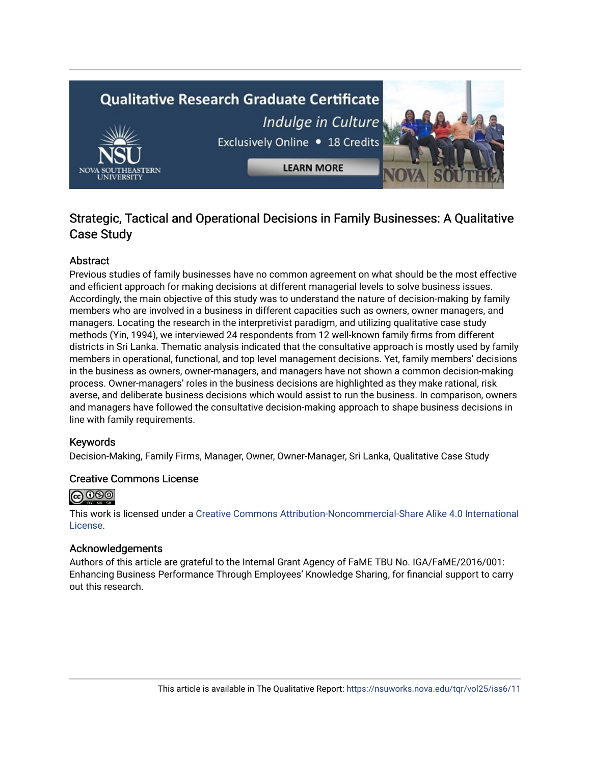## Strategic, Tactical and Operational Decisions in Family Businesses: A Qualitative Case Study

### Abstract

Previous studies of family businesses have no common agreement on what should be the most effective and efficient approach for making decisions at different managerial levels to solve business issues. Accordingly, the main objective of this study was to understand the nature of decision-making by family members who are involved in a business in different capacities such as owners, owner managers, and managers. Locating the research in the interpretivist paradigm, and utilizing qualitative case study methods (Yin, 1994), we interviewed 24 respondents from 12 well-known family firms from different districts in Sri Lanka. Thematic analysis indicated that the consultative approach is mostly used by family members in operational, functional, and top level management decisions. Yet, family members' decisions in the business as owners, owner-managers, and managers have not shown a common decision-making process. Owner-managers' roles in the business decisions are highlighted as they make rational, risk averse, and deliberate business decisions which would assist to run the business. In comparison, owners and managers have followed the consultative decision-making approach to shape business decisions in line with family requirements.

### Keywords

Decision-Making, Family Firms, Manager, Owner, Owner-Manager, Sri Lanka, Qualitative Case Study

### Creative Commons License

This work is licensed under a Creative Commons Attribution-Noncommercial-Share Alike 4.0 International License.

### Acknowledgements

Authors of this article are grateful to the Internal Grant Agency of FaME TBU No. IGA/FaME/2016/001: Enhancing Business Performance Through Employees' Knowledge Sharing, for financial support to carry out this research.

This article is available in The Qualitative Report: https://nsuworks.nova.edu/tqr/vol25/iss6/11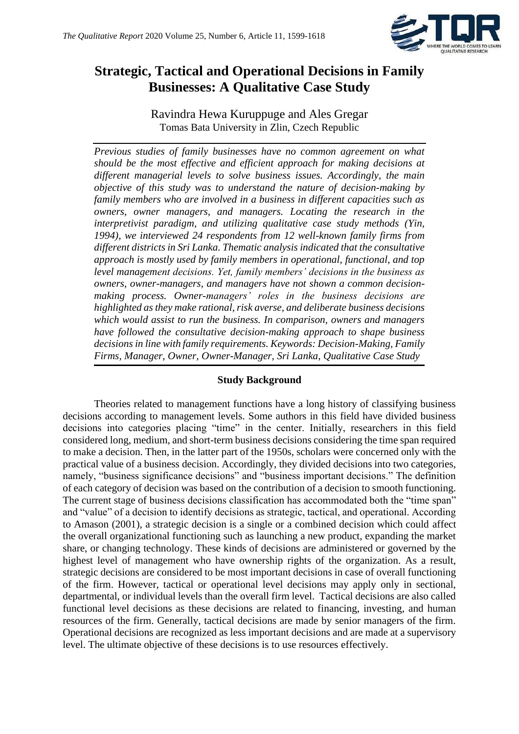# Strategic, Tactical and Operational Decisions in Family Businesses: A Qualitative Case Study

Ravindra Hewa Kuruppuge and Ales Gregar
Tomas Bata University in Zlin, Czech Republic

*Previous studies of family businesses have no common agreement on what should be the most effective and efficient approach for making decisions at different managerial levels to solve business issues. Accordingly, the main objective of this study was to understand the nature of decision-making by family members who are involved in a business in different capacities such as owners, owner managers, and managers. Locating the research in the interpretivist paradigm, and utilizing qualitative case study methods (Yin, 1994), we interviewed 24 respondents from 12 well-known family firms from different districts in Sri Lanka. Thematic analysis indicated that the consultative approach is mostly used by family members in operational, functional, and top level management decisions. Yet, family members' decisions in the business as owners, owner-managers, and managers have not shown a common decision-making process. Owner-managers' roles in the business decisions are highlighted as they make rational, risk averse, and deliberate business decisions which would assist to run the business. In comparison, owners and managers have followed the consultative decision-making approach to shape business decisions in line with family requirements. Keywords: Decision-Making, Family Firms, Manager, Owner, Owner-Manager, Sri Lanka, Qualitative Case Study*

## Study Background

Theories related to management functions have a long history of classifying business decisions according to management levels. Some authors in this field have divided business decisions into categories placing "time" in the center. Initially, researchers in this field considered long, medium, and short-term business decisions considering the time span required to make a decision. Then, in the latter part of the 1950s, scholars were concerned only with the practical value of a business decision. Accordingly, they divided decisions into two categories, namely, "business significance decisions" and "business important decisions." The definition of each category of decision was based on the contribution of a decision to smooth functioning. The current stage of business decisions classification has accommodated both the "time span" and "value" of a decision to identify decisions as strategic, tactical, and operational. According to Amason (2001), a strategic decision is a single or a combined decision which could affect the overall organizational functioning such as launching a new product, expanding the market share, or changing technology. These kinds of decisions are administered or governed by the highest level of management who have ownership rights of the organization. As a result, strategic decisions are considered to be most important decisions in case of overall functioning of the firm. However, tactical or operational level decisions may apply only in sectional, departmental, or individual levels than the overall firm level. Tactical decisions are also called functional level decisions as these decisions are related to financing, investing, and human resources of the firm. Generally, tactical decisions are made by senior managers of the firm. Operational decisions are recognized as less important decisions and are made at a supervisory level. The ultimate objective of these decisions is to use resources effectively.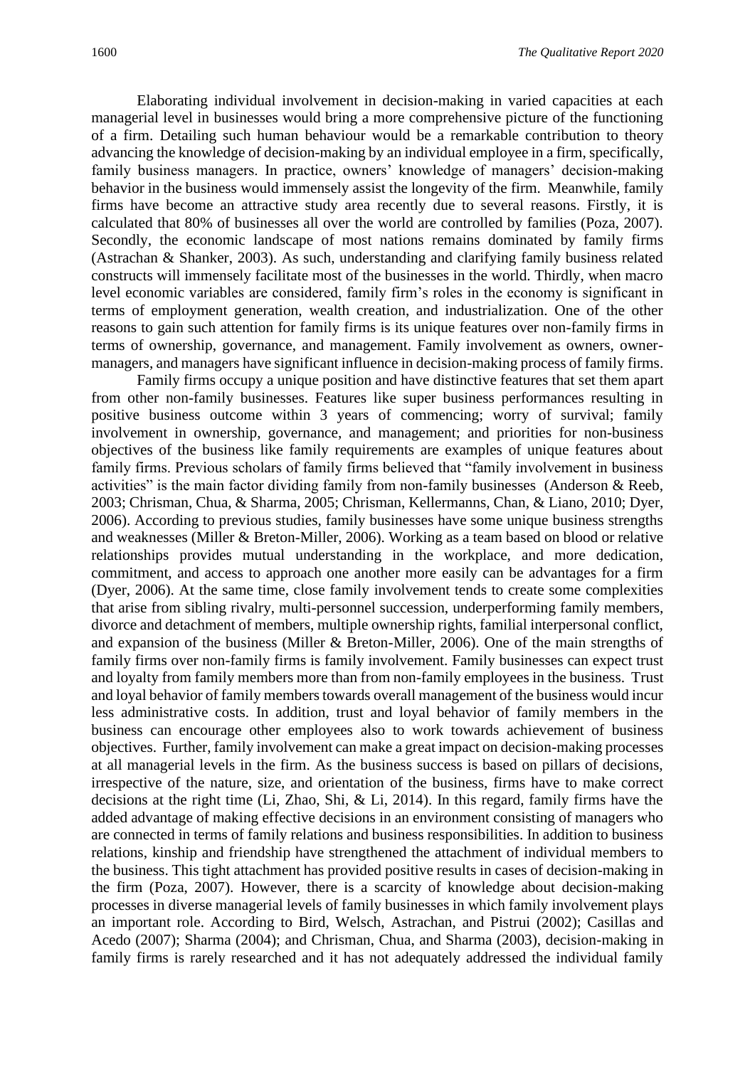Elaborating individual involvement in decision-making in varied capacities at each managerial level in businesses would bring a more comprehensive picture of the functioning of a firm. Detailing such human behaviour would be a remarkable contribution to theory advancing the knowledge of decision-making by an individual employee in a firm, specifically, family business managers. In practice, owners' knowledge of managers' decision-making behavior in the business would immensely assist the longevity of the firm. Meanwhile, family firms have become an attractive study area recently due to several reasons. Firstly, it is calculated that 80% of businesses all over the world are controlled by families (Poza, 2007). Secondly, the economic landscape of most nations remains dominated by family firms (Astrachan & Shanker, 2003). As such, understanding and clarifying family business related constructs will immensely facilitate most of the businesses in the world. Thirdly, when macro level economic variables are considered, family firm's roles in the economy is significant in terms of employment generation, wealth creation, and industrialization. One of the other reasons to gain such attention for family firms is its unique features over non-family firms in terms of ownership, governance, and management. Family involvement as owners, owner-managers, and managers have significant influence in decision-making process of family firms.

Family firms occupy a unique position and have distinctive features that set them apart from other non-family businesses. Features like super business performances resulting in positive business outcome within 3 years of commencing; worry of survival; family involvement in ownership, governance, and management; and priorities for non-business objectives of the business like family requirements are examples of unique features about family firms. Previous scholars of family firms believed that "family involvement in business activities" is the main factor dividing family from non-family businesses (Anderson & Reeb, 2003; Chrisman, Chua, & Sharma, 2005; Chrisman, Kellermanns, Chan, & Liano, 2010; Dyer, 2006). According to previous studies, family businesses have some unique business strengths and weaknesses (Miller & Breton-Miller, 2006). Working as a team based on blood or relative relationships provides mutual understanding in the workplace, and more dedication, commitment, and access to approach one another more easily can be advantages for a firm (Dyer, 2006). At the same time, close family involvement tends to create some complexities that arise from sibling rivalry, multi-personnel succession, underperforming family members, divorce and detachment of members, multiple ownership rights, familial interpersonal conflict, and expansion of the business (Miller & Breton-Miller, 2006). One of the main strengths of family firms over non-family firms is family involvement. Family businesses can expect trust and loyalty from family members more than from non-family employees in the business. Trust and loyal behavior of family members towards overall management of the business would incur less administrative costs. In addition, trust and loyal behavior of family members in the business can encourage other employees also to work towards achievement of business objectives. Further, family involvement can make a great impact on decision-making processes at all managerial levels in the firm. As the business success is based on pillars of decisions, irrespective of the nature, size, and orientation of the business, firms have to make correct decisions at the right time (Li, Zhao, Shi, & Li, 2014). In this regard, family firms have the added advantage of making effective decisions in an environment consisting of managers who are connected in terms of family relations and business responsibilities. In addition to business relations, kinship and friendship have strengthened the attachment of individual members to the business. This tight attachment has provided positive results in cases of decision-making in the firm (Poza, 2007). However, there is a scarcity of knowledge about decision-making processes in diverse managerial levels of family businesses in which family involvement plays an important role. According to Bird, Welsch, Astrachan, and Pistrui (2002); Casillas and Acedo (2007); Sharma (2004); and Chrisman, Chua, and Sharma (2003), decision-making in family firms is rarely researched and it has not adequately addressed the individual family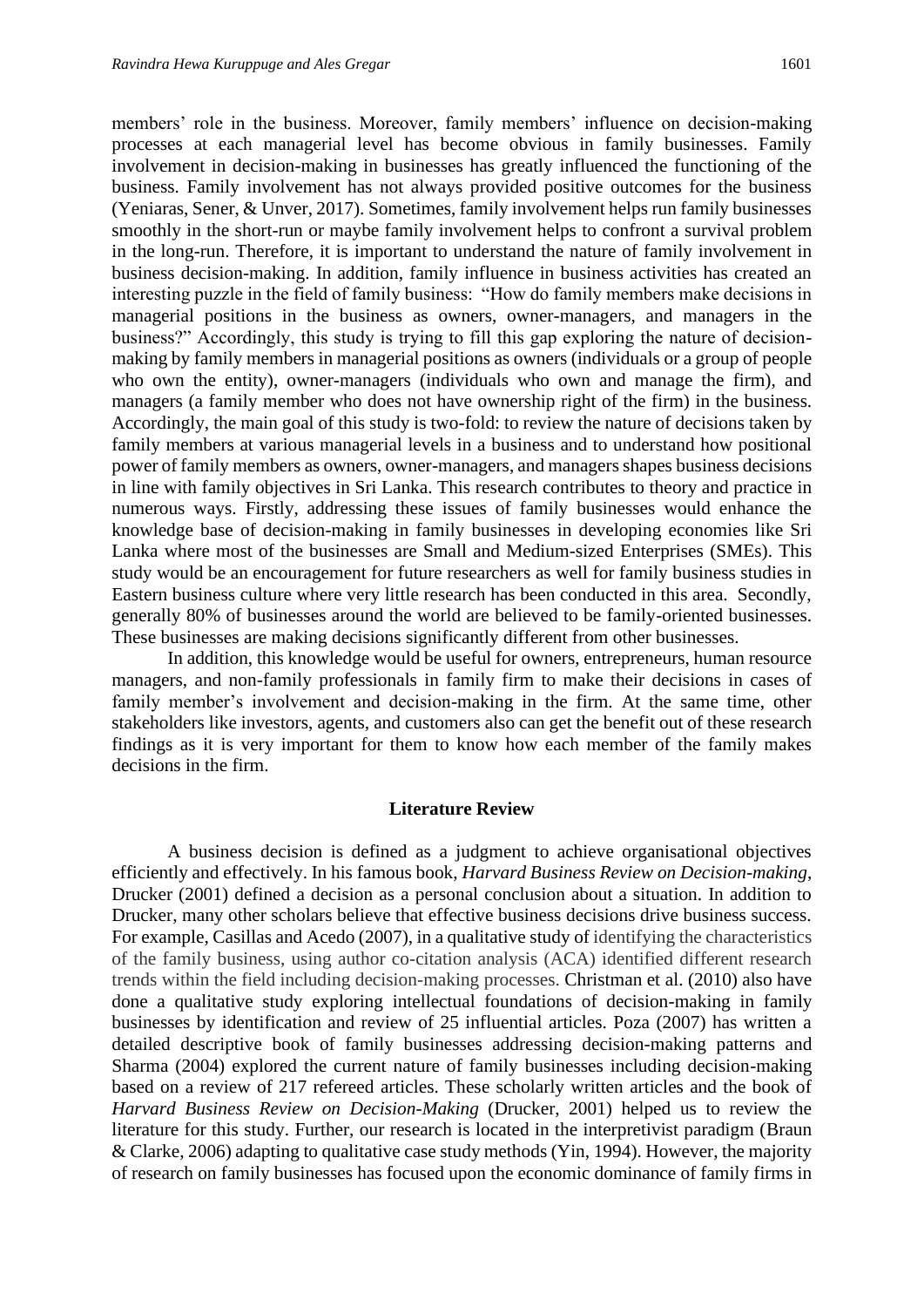members' role in the business. Moreover, family members' influence on decision-making processes at each managerial level has become obvious in family businesses. Family involvement in decision-making in businesses has greatly influenced the functioning of the business. Family involvement has not always provided positive outcomes for the business (Yeniaras, Sener, & Unver, 2017). Sometimes, family involvement helps run family businesses smoothly in the short-run or maybe family involvement helps to confront a survival problem in the long-run. Therefore, it is important to understand the nature of family involvement in business decision-making. In addition, family influence in business activities has created an interesting puzzle in the field of family business: "How do family members make decisions in managerial positions in the business as owners, owner-managers, and managers in the business?" Accordingly, this study is trying to fill this gap exploring the nature of decision-making by family members in managerial positions as owners (individuals or a group of people who own the entity), owner-managers (individuals who own and manage the firm), and managers (a family member who does not have ownership right of the firm) in the business. Accordingly, the main goal of this study is two-fold: to review the nature of decisions taken by family members at various managerial levels in a business and to understand how positional power of family members as owners, owner-managers, and managers shapes business decisions in line with family objectives in Sri Lanka. This research contributes to theory and practice in numerous ways. Firstly, addressing these issues of family businesses would enhance the knowledge base of decision-making in family businesses in developing economies like Sri Lanka where most of the businesses are Small and Medium-sized Enterprises (SMEs). This study would be an encouragement for future researchers as well for family business studies in Eastern business culture where very little research has been conducted in this area. Secondly, generally 80% of businesses around the world are believed to be family-oriented businesses. These businesses are making decisions significantly different from other businesses.

In addition, this knowledge would be useful for owners, entrepreneurs, human resource managers, and non-family professionals in family firm to make their decisions in cases of family member's involvement and decision-making in the firm. At the same time, other stakeholders like investors, agents, and customers also can get the benefit out of these research findings as it is very important for them to know how each member of the family makes decisions in the firm.

## Literature Review

A business decision is defined as a judgment to achieve organisational objectives efficiently and effectively. In his famous book, *Harvard Business Review on Decision-making*, Drucker (2001) defined a decision as a personal conclusion about a situation. In addition to Drucker, many other scholars believe that effective business decisions drive business success. For example, Casillas and Acedo (2007), in a qualitative study of identifying the characteristics of the family business, using author co-citation analysis (ACA) identified different research trends within the field including decision-making processes. Christman et al. (2010) also have done a qualitative study exploring intellectual foundations of decision-making in family businesses by identification and review of 25 influential articles. Poza (2007) has written a detailed descriptive book of family businesses addressing decision-making patterns and Sharma (2004) explored the current nature of family businesses including decision-making based on a review of 217 refereed articles. These scholarly written articles and the book of *Harvard Business Review on Decision-Making* (Drucker, 2001) helped us to review the literature for this study. Further, our research is located in the interpretivist paradigm (Braun & Clarke, 2006) adapting to qualitative case study methods (Yin, 1994). However, the majority of research on family businesses has focused upon the economic dominance of family firms in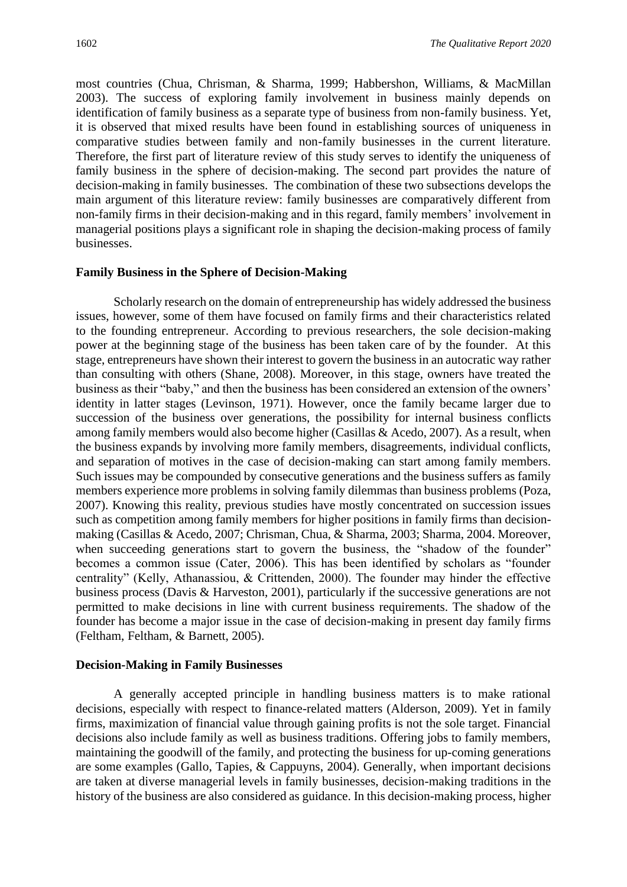most countries (Chua, Chrisman, & Sharma, 1999; Habbershon, Williams, & MacMillan 2003). The success of exploring family involvement in business mainly depends on identification of family business as a separate type of business from non-family business. Yet, it is observed that mixed results have been found in establishing sources of uniqueness in comparative studies between family and non-family businesses in the current literature. Therefore, the first part of literature review of this study serves to identify the uniqueness of family business in the sphere of decision-making. The second part provides the nature of decision-making in family businesses. The combination of these two subsections develops the main argument of this literature review: family businesses are comparatively different from non-family firms in their decision-making and in this regard, family members' involvement in managerial positions plays a significant role in shaping the decision-making process of family businesses.

**Family Business in the Sphere of Decision-Making**

Scholarly research on the domain of entrepreneurship has widely addressed the business issues, however, some of them have focused on family firms and their characteristics related to the founding entrepreneur. According to previous researchers, the sole decision-making power at the beginning stage of the business has been taken care of by the founder. At this stage, entrepreneurs have shown their interest to govern the business in an autocratic way rather than consulting with others (Shane, 2008). Moreover, in this stage, owners have treated the business as their "baby," and then the business has been considered an extension of the owners' identity in latter stages (Levinson, 1971). However, once the family became larger due to succession of the business over generations, the possibility for internal business conflicts among family members would also become higher (Casillas & Acedo, 2007). As a result, when the business expands by involving more family members, disagreements, individual conflicts, and separation of motives in the case of decision-making can start among family members. Such issues may be compounded by consecutive generations and the business suffers as family members experience more problems in solving family dilemmas than business problems (Poza, 2007). Knowing this reality, previous studies have mostly concentrated on succession issues such as competition among family members for higher positions in family firms than decision-making (Casillas & Acedo, 2007; Chrisman, Chua, & Sharma, 2003; Sharma, 2004. Moreover, when succeeding generations start to govern the business, the "shadow of the founder" becomes a common issue (Cater, 2006). This has been identified by scholars as "founder centrality" (Kelly, Athanassiou, & Crittenden, 2000). The founder may hinder the effective business process (Davis & Harveston, 2001), particularly if the successive generations are not permitted to make decisions in line with current business requirements. The shadow of the founder has become a major issue in the case of decision-making in present day family firms (Feltham, Feltham, & Barnett, 2005).

**Decision-Making in Family Businesses**

A generally accepted principle in handling business matters is to make rational decisions, especially with respect to finance-related matters (Alderson, 2009). Yet in family firms, maximization of financial value through gaining profits is not the sole target. Financial decisions also include family as well as business traditions. Offering jobs to family members, maintaining the goodwill of the family, and protecting the business for up-coming generations are some examples (Gallo, Tapies, & Cappuyns, 2004). Generally, when important decisions are taken at diverse managerial levels in family businesses, decision-making traditions in the history of the business are also considered as guidance. In this decision-making process, higher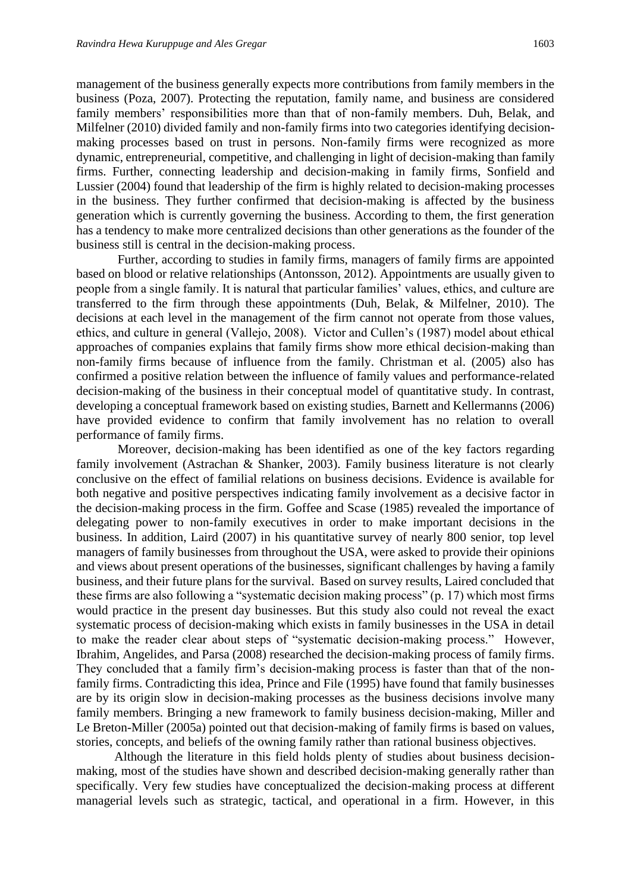management of the business generally expects more contributions from family members in the business (Poza, 2007). Protecting the reputation, family name, and business are considered family members' responsibilities more than that of non-family members. Duh, Belak, and Milfelner (2010) divided family and non-family firms into two categories identifying decision-making processes based on trust in persons. Non-family firms were recognized as more dynamic, entrepreneurial, competitive, and challenging in light of decision-making than family firms. Further, connecting leadership and decision-making in family firms, Sonfield and Lussier (2004) found that leadership of the firm is highly related to decision-making processes in the business. They further confirmed that decision-making is affected by the business generation which is currently governing the business. According to them, the first generation has a tendency to make more centralized decisions than other generations as the founder of the business still is central in the decision-making process.

Further, according to studies in family firms, managers of family firms are appointed based on blood or relative relationships (Antonsson, 2012). Appointments are usually given to people from a single family. It is natural that particular families' values, ethics, and culture are transferred to the firm through these appointments (Duh, Belak, & Milfelner, 2010). The decisions at each level in the management of the firm cannot not operate from those values, ethics, and culture in general (Vallejo, 2008). Victor and Cullen's (1987) model about ethical approaches of companies explains that family firms show more ethical decision-making than non-family firms because of influence from the family. Christman et al. (2005) also has confirmed a positive relation between the influence of family values and performance-related decision-making of the business in their conceptual model of quantitative study. In contrast, developing a conceptual framework based on existing studies, Barnett and Kellermanns (2006) have provided evidence to confirm that family involvement has no relation to overall performance of family firms.

Moreover, decision-making has been identified as one of the key factors regarding family involvement (Astrachan & Shanker, 2003). Family business literature is not clearly conclusive on the effect of familial relations on business decisions. Evidence is available for both negative and positive perspectives indicating family involvement as a decisive factor in the decision-making process in the firm. Goffee and Scase (1985) revealed the importance of delegating power to non-family executives in order to make important decisions in the business. In addition, Laird (2007) in his quantitative survey of nearly 800 senior, top level managers of family businesses from throughout the USA, were asked to provide their opinions and views about present operations of the businesses, significant challenges by having a family business, and their future plans for the survival. Based on survey results, Laired concluded that these firms are also following a "systematic decision making process" (p. 17) which most firms would practice in the present day businesses. But this study also could not reveal the exact systematic process of decision-making which exists in family businesses in the USA in detail to make the reader clear about steps of "systematic decision-making process." However, Ibrahim, Angelides, and Parsa (2008) researched the decision-making process of family firms. They concluded that a family firm's decision-making process is faster than that of the non-family firms. Contradicting this idea, Prince and File (1995) have found that family businesses are by its origin slow in decision-making processes as the business decisions involve many family members. Bringing a new framework to family business decision-making, Miller and Le Breton-Miller (2005a) pointed out that decision-making of family firms is based on values, stories, concepts, and beliefs of the owning family rather than rational business objectives.

Although the literature in this field holds plenty of studies about business decision-making, most of the studies have shown and described decision-making generally rather than specifically. Very few studies have conceptualized the decision-making process at different managerial levels such as strategic, tactical, and operational in a firm. However, in this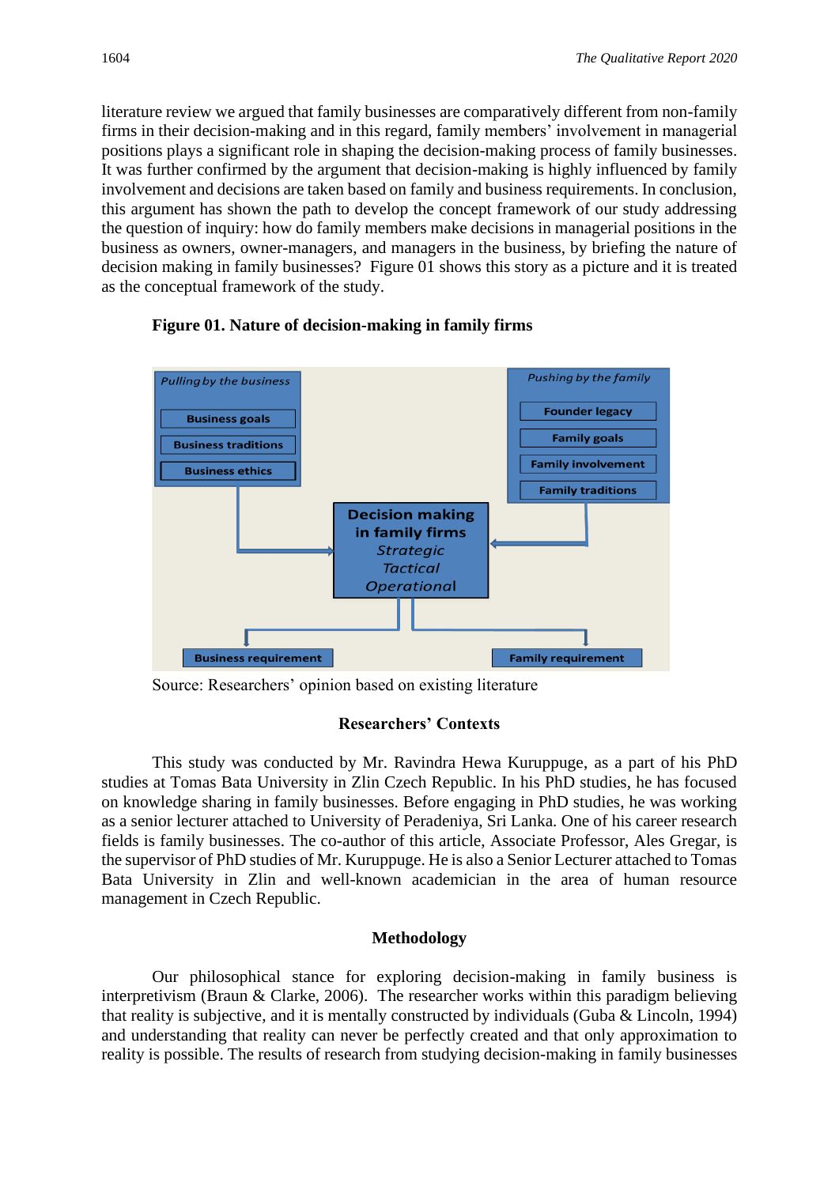literature review we argued that family businesses are comparatively different from non-family firms in their decision-making and in this regard, family members' involvement in managerial positions plays a significant role in shaping the decision-making process of family businesses. It was further confirmed by the argument that decision-making is highly influenced by family involvement and decisions are taken based on family and business requirements. In conclusion, this argument has shown the path to develop the concept framework of our study addressing the question of inquiry: how do family members make decisions in managerial positions in the business as owners, owner-managers, and managers in the business, by briefing the nature of decision making in family businesses? Figure 01 shows this story as a picture and it is treated as the conceptual framework of the study.

**Figure 01. Nature of decision-making in family firms**

*Pulling by the business*
- Business goals
- Business traditions
- Business ethics

*Pushing by the family*
- Founder legacy
- Family goals
- Family involvement
- Family traditions

**Decision making in family firms**
*Strategic*
*Tactical*
*Operational*

- Business requirement
- Family requirement

Source: Researchers' opinion based on existing literature

## Researchers' Contexts

This study was conducted by Mr. Ravindra Hewa Kuruppuge, as a part of his PhD studies at Tomas Bata University in Zlin Czech Republic. In his PhD studies, he has focused on knowledge sharing in family businesses. Before engaging in PhD studies, he was working as a senior lecturer attached to University of Peradeniya, Sri Lanka. One of his career research fields is family businesses. The co-author of this article, Associate Professor, Ales Gregar, is the supervisor of PhD studies of Mr. Kuruppuge. He is also a Senior Lecturer attached to Tomas Bata University in Zlin and well-known academician in the area of human resource management in Czech Republic.

## Methodology

Our philosophical stance for exploring decision-making in family business is interpretivism (Braun & Clarke, 2006). The researcher works within this paradigm believing that reality is subjective, and it is mentally constructed by individuals (Guba & Lincoln, 1994) and understanding that reality can never be perfectly created and that only approximation to reality is possible. The results of research from studying decision-making in family businesses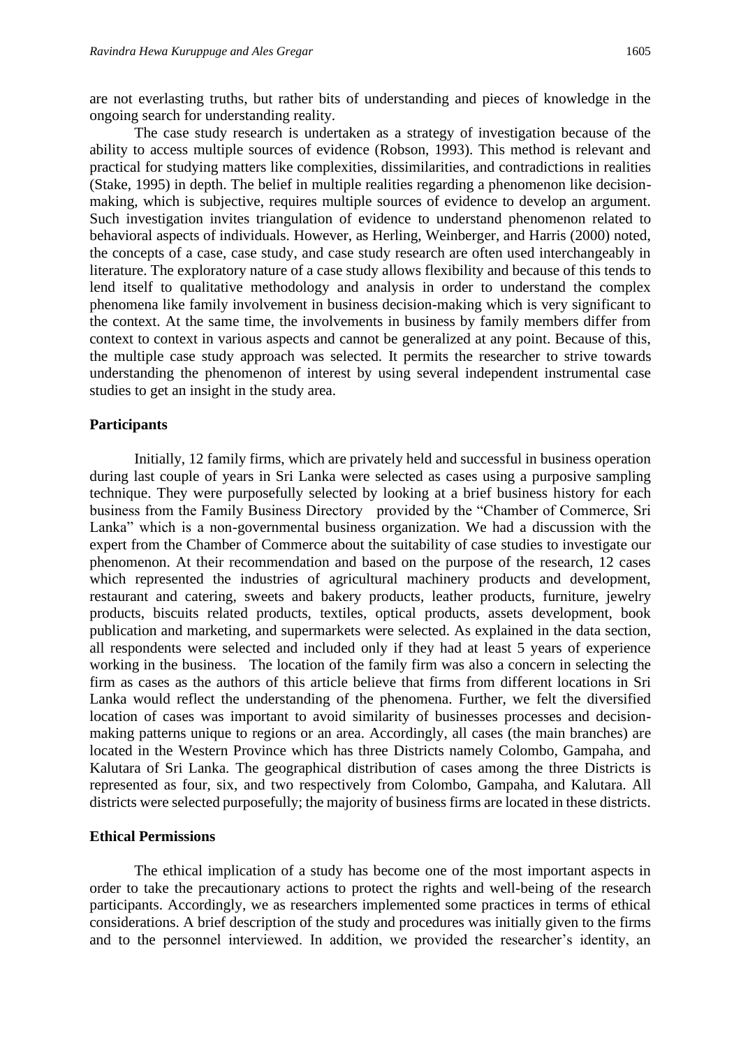are not everlasting truths, but rather bits of understanding and pieces of knowledge in the ongoing search for understanding reality.

The case study research is undertaken as a strategy of investigation because of the ability to access multiple sources of evidence (Robson, 1993). This method is relevant and practical for studying matters like complexities, dissimilarities, and contradictions in realities (Stake, 1995) in depth. The belief in multiple realities regarding a phenomenon like decision-making, which is subjective, requires multiple sources of evidence to develop an argument. Such investigation invites triangulation of evidence to understand phenomenon related to behavioral aspects of individuals. However, as Herling, Weinberger, and Harris (2000) noted, the concepts of a case, case study, and case study research are often used interchangeably in literature. The exploratory nature of a case study allows flexibility and because of this tends to lend itself to qualitative methodology and analysis in order to understand the complex phenomena like family involvement in business decision-making which is very significant to the context. At the same time, the involvements in business by family members differ from context to context in various aspects and cannot be generalized at any point. Because of this, the multiple case study approach was selected. It permits the researcher to strive towards understanding the phenomenon of interest by using several independent instrumental case studies to get an insight in the study area.

**Participants**

Initially, 12 family firms, which are privately held and successful in business operation during last couple of years in Sri Lanka were selected as cases using a purposive sampling technique. They were purposefully selected by looking at a brief business history for each business from the Family Business Directory provided by the "Chamber of Commerce, Sri Lanka" which is a non-governmental business organization. We had a discussion with the expert from the Chamber of Commerce about the suitability of case studies to investigate our phenomenon. At their recommendation and based on the purpose of the research, 12 cases which represented the industries of agricultural machinery products and development, restaurant and catering, sweets and bakery products, leather products, furniture, jewelry products, biscuits related products, textiles, optical products, assets development, book publication and marketing, and supermarkets were selected. As explained in the data section, all respondents were selected and included only if they had at least 5 years of experience working in the business. The location of the family firm was also a concern in selecting the firm as cases as the authors of this article believe that firms from different locations in Sri Lanka would reflect the understanding of the phenomena. Further, we felt the diversified location of cases was important to avoid similarity of businesses processes and decision-making patterns unique to regions or an area. Accordingly, all cases (the main branches) are located in the Western Province which has three Districts namely Colombo, Gampaha, and Kalutara of Sri Lanka. The geographical distribution of cases among the three Districts is represented as four, six, and two respectively from Colombo, Gampaha, and Kalutara. All districts were selected purposefully; the majority of business firms are located in these districts.

**Ethical Permissions**

The ethical implication of a study has become one of the most important aspects in order to take the precautionary actions to protect the rights and well-being of the research participants. Accordingly, we as researchers implemented some practices in terms of ethical considerations. A brief description of the study and procedures was initially given to the firms and to the personnel interviewed. In addition, we provided the researcher's identity, an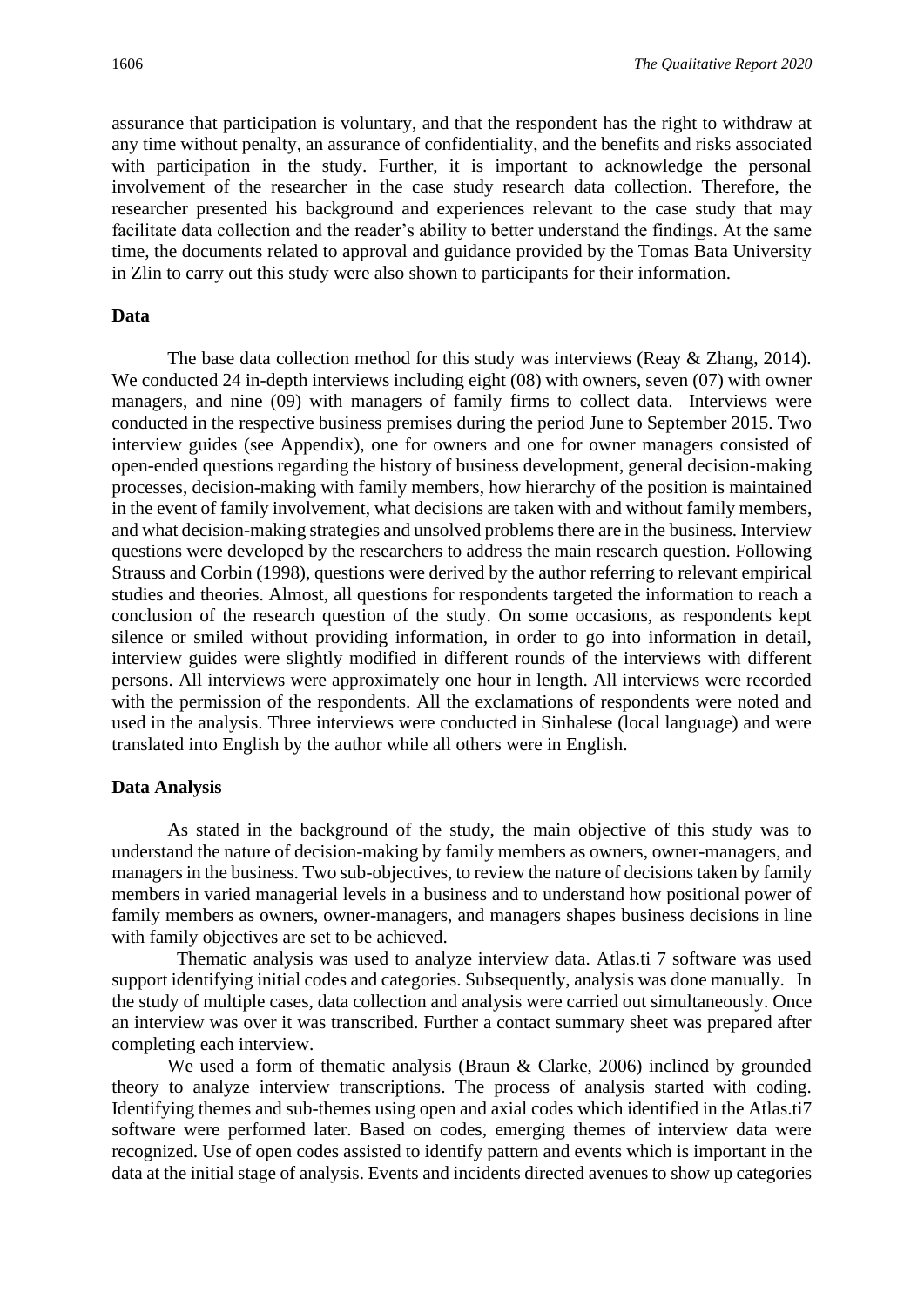assurance that participation is voluntary, and that the respondent has the right to withdraw at any time without penalty, an assurance of confidentiality, and the benefits and risks associated with participation in the study. Further, it is important to acknowledge the personal involvement of the researcher in the case study research data collection. Therefore, the researcher presented his background and experiences relevant to the case study that may facilitate data collection and the reader's ability to better understand the findings. At the same time, the documents related to approval and guidance provided by the Tomas Bata University in Zlin to carry out this study were also shown to participants for their information.

### Data

The base data collection method for this study was interviews (Reay & Zhang, 2014). We conducted 24 in-depth interviews including eight (08) with owners, seven (07) with owner managers, and nine (09) with managers of family firms to collect data. Interviews were conducted in the respective business premises during the period June to September 2015. Two interview guides (see Appendix), one for owners and one for owner managers consisted of open-ended questions regarding the history of business development, general decision-making processes, decision-making with family members, how hierarchy of the position is maintained in the event of family involvement, what decisions are taken with and without family members, and what decision-making strategies and unsolved problems there are in the business. Interview questions were developed by the researchers to address the main research question. Following Strauss and Corbin (1998), questions were derived by the author referring to relevant empirical studies and theories. Almost, all questions for respondents targeted the information to reach a conclusion of the research question of the study. On some occasions, as respondents kept silence or smiled without providing information, in order to go into information in detail, interview guides were slightly modified in different rounds of the interviews with different persons. All interviews were approximately one hour in length. All interviews were recorded with the permission of the respondents. All the exclamations of respondents were noted and used in the analysis. Three interviews were conducted in Sinhalese (local language) and were translated into English by the author while all others were in English.

### Data Analysis

As stated in the background of the study, the main objective of this study was to understand the nature of decision-making by family members as owners, owner-managers, and managers in the business. Two sub-objectives, to review the nature of decisions taken by family members in varied managerial levels in a business and to understand how positional power of family members as owners, owner-managers, and managers shapes business decisions in line with family objectives are set to be achieved.

Thematic analysis was used to analyze interview data. Atlas.ti 7 software was used support identifying initial codes and categories. Subsequently, analysis was done manually. In the study of multiple cases, data collection and analysis were carried out simultaneously. Once an interview was over it was transcribed. Further a contact summary sheet was prepared after completing each interview.

We used a form of thematic analysis (Braun & Clarke, 2006) inclined by grounded theory to analyze interview transcriptions. The process of analysis started with coding. Identifying themes and sub-themes using open and axial codes which identified in the Atlas.ti7 software were performed later. Based on codes, emerging themes of interview data were recognized. Use of open codes assisted to identify pattern and events which is important in the data at the initial stage of analysis. Events and incidents directed avenues to show up categories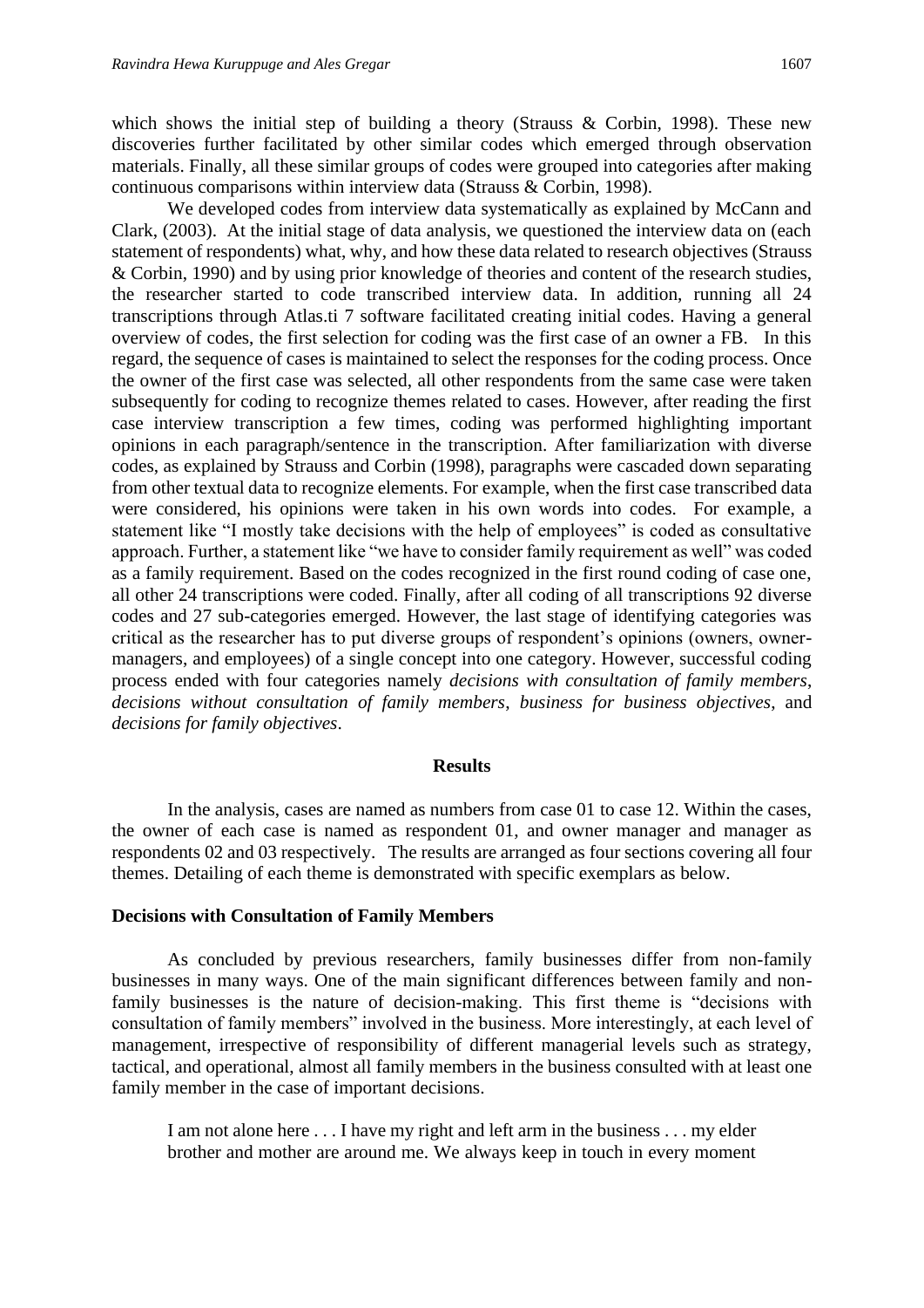which shows the initial step of building a theory (Strauss & Corbin, 1998). These new discoveries further facilitated by other similar codes which emerged through observation materials. Finally, all these similar groups of codes were grouped into categories after making continuous comparisons within interview data (Strauss & Corbin, 1998).

We developed codes from interview data systematically as explained by McCann and Clark, (2003). At the initial stage of data analysis, we questioned the interview data on (each statement of respondents) what, why, and how these data related to research objectives (Strauss & Corbin, 1990) and by using prior knowledge of theories and content of the research studies, the researcher started to code transcribed interview data. In addition, running all 24 transcriptions through Atlas.ti 7 software facilitated creating initial codes. Having a general overview of codes, the first selection for coding was the first case of an owner a FB. In this regard, the sequence of cases is maintained to select the responses for the coding process. Once the owner of the first case was selected, all other respondents from the same case were taken subsequently for coding to recognize themes related to cases. However, after reading the first case interview transcription a few times, coding was performed highlighting important opinions in each paragraph/sentence in the transcription. After familiarization with diverse codes, as explained by Strauss and Corbin (1998), paragraphs were cascaded down separating from other textual data to recognize elements. For example, when the first case transcribed data were considered, his opinions were taken in his own words into codes. For example, a statement like "I mostly take decisions with the help of employees" is coded as consultative approach. Further, a statement like "we have to consider family requirement as well" was coded as a family requirement. Based on the codes recognized in the first round coding of case one, all other 24 transcriptions were coded. Finally, after all coding of all transcriptions 92 diverse codes and 27 sub-categories emerged. However, the last stage of identifying categories was critical as the researcher has to put diverse groups of respondent's opinions (owners, owner-managers, and employees) of a single concept into one category. However, successful coding process ended with four categories namely *decisions with consultation of family members*, *decisions without consultation of family members*, *business for business objectives*, and *decisions for family objectives*.

## Results

In the analysis, cases are named as numbers from case 01 to case 12. Within the cases, the owner of each case is named as respondent 01, and owner manager and manager as respondents 02 and 03 respectively. The results are arranged as four sections covering all four themes. Detailing of each theme is demonstrated with specific exemplars as below.

### Decisions with Consultation of Family Members

As concluded by previous researchers, family businesses differ from non-family businesses in many ways. One of the main significant differences between family and non-family businesses is the nature of decision-making. This first theme is "decisions with consultation of family members" involved in the business. More interestingly, at each level of management, irrespective of responsibility of different managerial levels such as strategy, tactical, and operational, almost all family members in the business consulted with at least one family member in the case of important decisions.

> I am not alone here . . . I have my right and left arm in the business . . . my elder brother and mother are around me. We always keep in touch in every moment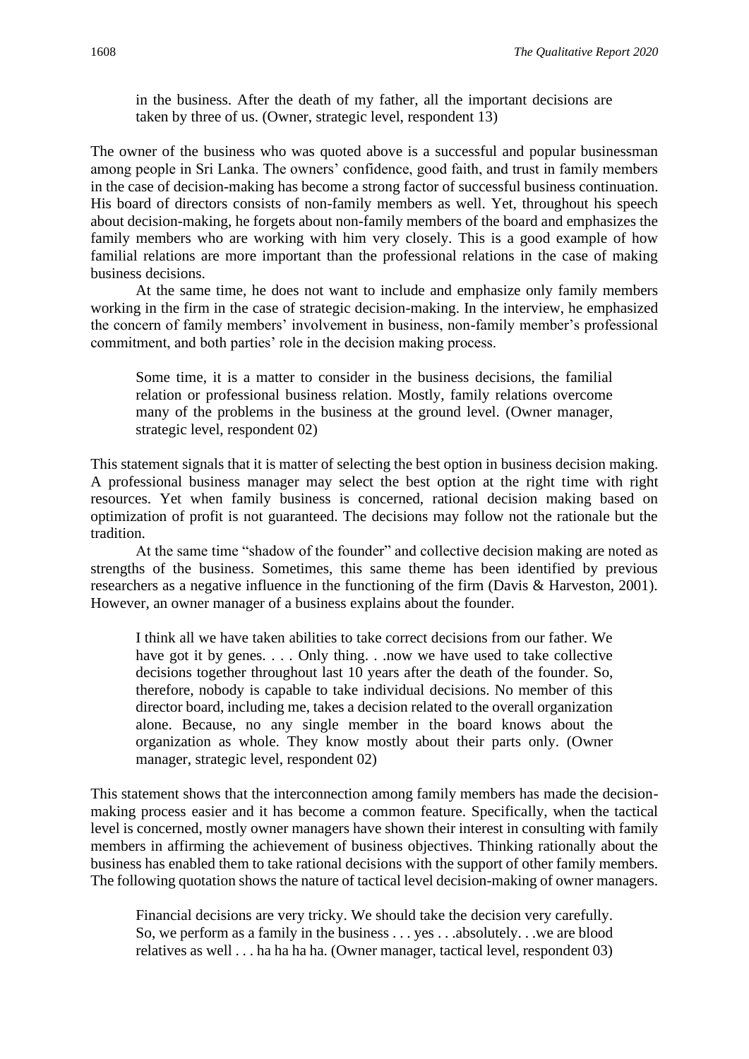> in the business. After the death of my father, all the important decisions are taken by three of us. (Owner, strategic level, respondent 13)

The owner of the business who was quoted above is a successful and popular businessman among people in Sri Lanka. The owners' confidence, good faith, and trust in family members in the case of decision-making has become a strong factor of successful business continuation. His board of directors consists of non-family members as well. Yet, throughout his speech about decision-making, he forgets about non-family members of the board and emphasizes the family members who are working with him very closely. This is a good example of how familial relations are more important than the professional relations in the case of making business decisions.

At the same time, he does not want to include and emphasize only family members working in the firm in the case of strategic decision-making. In the interview, he emphasized the concern of family members' involvement in business, non-family member's professional commitment, and both parties' role in the decision making process.

> Some time, it is a matter to consider in the business decisions, the familial relation or professional business relation. Mostly, family relations overcome many of the problems in the business at the ground level. (Owner manager, strategic level, respondent 02)

This statement signals that it is matter of selecting the best option in business decision making. A professional business manager may select the best option at the right time with right resources. Yet when family business is concerned, rational decision making based on optimization of profit is not guaranteed. The decisions may follow not the rationale but the tradition.

At the same time "shadow of the founder" and collective decision making are noted as strengths of the business. Sometimes, this same theme has been identified by previous researchers as a negative influence in the functioning of the firm (Davis & Harveston, 2001). However, an owner manager of a business explains about the founder.

> I think all we have taken abilities to take correct decisions from our father. We have got it by genes. . . . Only thing. . .now we have used to take collective decisions together throughout last 10 years after the death of the founder. So, therefore, nobody is capable to take individual decisions. No member of this director board, including me, takes a decision related to the overall organization alone. Because, no any single member in the board knows about the organization as whole. They know mostly about their parts only. (Owner manager, strategic level, respondent 02)

This statement shows that the interconnection among family members has made the decision-making process easier and it has become a common feature. Specifically, when the tactical level is concerned, mostly owner managers have shown their interest in consulting with family members in affirming the achievement of business objectives. Thinking rationally about the business has enabled them to take rational decisions with the support of other family members. The following quotation shows the nature of tactical level decision-making of owner managers.

> Financial decisions are very tricky. We should take the decision very carefully. So, we perform as a family in the business . . . yes . . .absolutely. . .we are blood relatives as well . . . ha ha ha ha. (Owner manager, tactical level, respondent 03)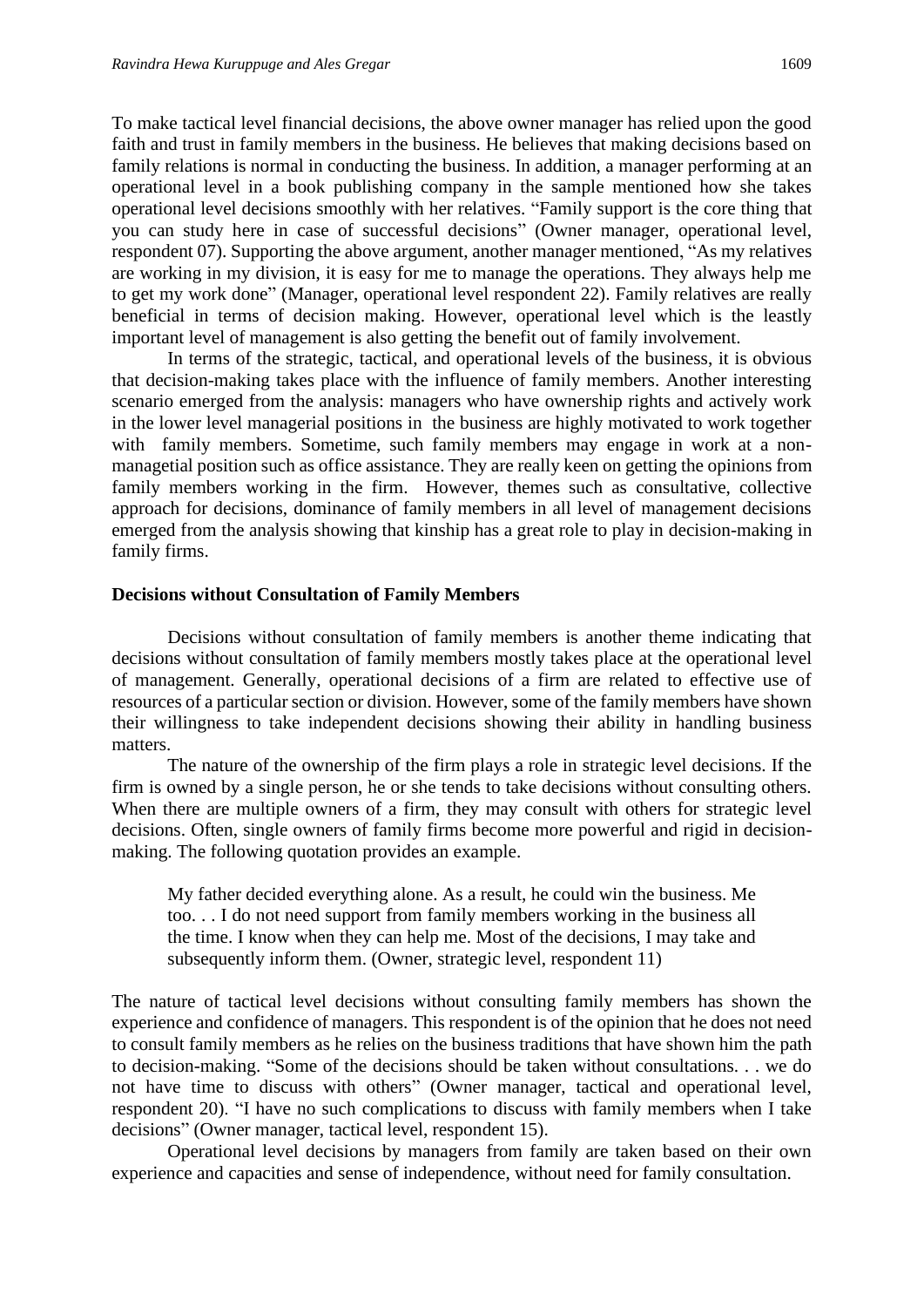To make tactical level financial decisions, the above owner manager has relied upon the good faith and trust in family members in the business. He believes that making decisions based on family relations is normal in conducting the business. In addition, a manager performing at an operational level in a book publishing company in the sample mentioned how she takes operational level decisions smoothly with her relatives. "Family support is the core thing that you can study here in case of successful decisions" (Owner manager, operational level, respondent 07). Supporting the above argument, another manager mentioned, "As my relatives are working in my division, it is easy for me to manage the operations. They always help me to get my work done" (Manager, operational level respondent 22). Family relatives are really beneficial in terms of decision making. However, operational level which is the leastly important level of management is also getting the benefit out of family involvement.

In terms of the strategic, tactical, and operational levels of the business, it is obvious that decision-making takes place with the influence of family members. Another interesting scenario emerged from the analysis: managers who have ownership rights and actively work in the lower level managerial positions in the business are highly motivated to work together with family members. Sometime, such family members may engage in work at a non-managetial position such as office assistance. They are really keen on getting the opinions from family members working in the firm. However, themes such as consultative, collective approach for decisions, dominance of family members in all level of management decisions emerged from the analysis showing that kinship has a great role to play in decision-making in family firms.

**Decisions without Consultation of Family Members**

Decisions without consultation of family members is another theme indicating that decisions without consultation of family members mostly takes place at the operational level of management. Generally, operational decisions of a firm are related to effective use of resources of a particular section or division. However, some of the family members have shown their willingness to take independent decisions showing their ability in handling business matters.

The nature of the ownership of the firm plays a role in strategic level decisions. If the firm is owned by a single person, he or she tends to take decisions without consulting others. When there are multiple owners of a firm, they may consult with others for strategic level decisions. Often, single owners of family firms become more powerful and rigid in decision-making. The following quotation provides an example.

> My father decided everything alone. As a result, he could win the business. Me too. . . I do not need support from family members working in the business all the time. I know when they can help me. Most of the decisions, I may take and subsequently inform them. (Owner, strategic level, respondent 11)

The nature of tactical level decisions without consulting family members has shown the experience and confidence of managers. This respondent is of the opinion that he does not need to consult family members as he relies on the business traditions that have shown him the path to decision-making. "Some of the decisions should be taken without consultations. . . we do not have time to discuss with others" (Owner manager, tactical and operational level, respondent 20). "I have no such complications to discuss with family members when I take decisions" (Owner manager, tactical level, respondent 15).

Operational level decisions by managers from family are taken based on their own experience and capacities and sense of independence, without need for family consultation.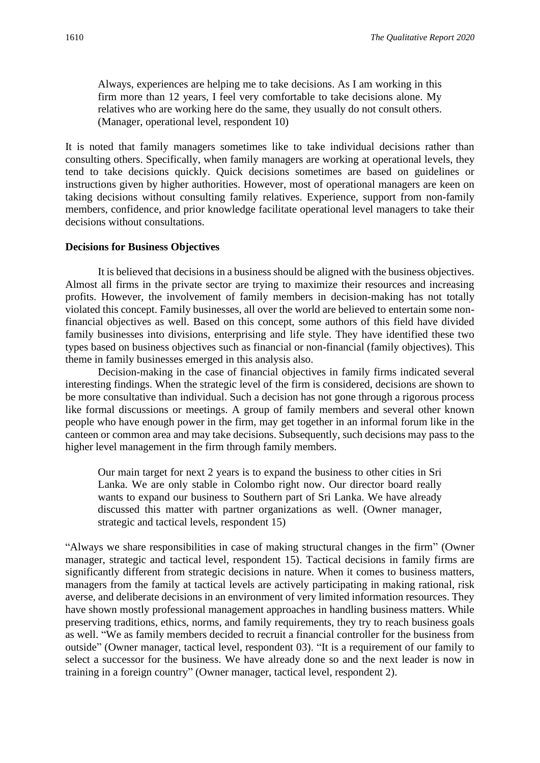> Always, experiences are helping me to take decisions. As I am working in this firm more than 12 years, I feel very comfortable to take decisions alone. My relatives who are working here do the same, they usually do not consult others. (Manager, operational level, respondent 10)

It is noted that family managers sometimes like to take individual decisions rather than consulting others. Specifically, when family managers are working at operational levels, they tend to take decisions quickly. Quick decisions sometimes are based on guidelines or instructions given by higher authorities. However, most of operational managers are keen on taking decisions without consulting family relatives. Experience, support from non-family members, confidence, and prior knowledge facilitate operational level managers to take their decisions without consultations.

**Decisions for Business Objectives**

It is believed that decisions in a business should be aligned with the business objectives. Almost all firms in the private sector are trying to maximize their resources and increasing profits. However, the involvement of family members in decision-making has not totally violated this concept. Family businesses, all over the world are believed to entertain some non-financial objectives as well. Based on this concept, some authors of this field have divided family businesses into divisions, enterprising and life style. They have identified these two types based on business objectives such as financial or non-financial (family objectives). This theme in family businesses emerged in this analysis also.

Decision-making in the case of financial objectives in family firms indicated several interesting findings. When the strategic level of the firm is considered, decisions are shown to be more consultative than individual. Such a decision has not gone through a rigorous process like formal discussions or meetings. A group of family members and several other known people who have enough power in the firm, may get together in an informal forum like in the canteen or common area and may take decisions. Subsequently, such decisions may pass to the higher level management in the firm through family members.

> Our main target for next 2 years is to expand the business to other cities in Sri Lanka. We are only stable in Colombo right now. Our director board really wants to expand our business to Southern part of Sri Lanka. We have already discussed this matter with partner organizations as well. (Owner manager, strategic and tactical levels, respondent 15)

"Always we share responsibilities in case of making structural changes in the firm" (Owner manager, strategic and tactical level, respondent 15). Tactical decisions in family firms are significantly different from strategic decisions in nature. When it comes to business matters, managers from the family at tactical levels are actively participating in making rational, risk averse, and deliberate decisions in an environment of very limited information resources. They have shown mostly professional management approaches in handling business matters. While preserving traditions, ethics, norms, and family requirements, they try to reach business goals as well. "We as family members decided to recruit a financial controller for the business from outside" (Owner manager, tactical level, respondent 03). "It is a requirement of our family to select a successor for the business. We have already done so and the next leader is now in training in a foreign country" (Owner manager, tactical level, respondent 2).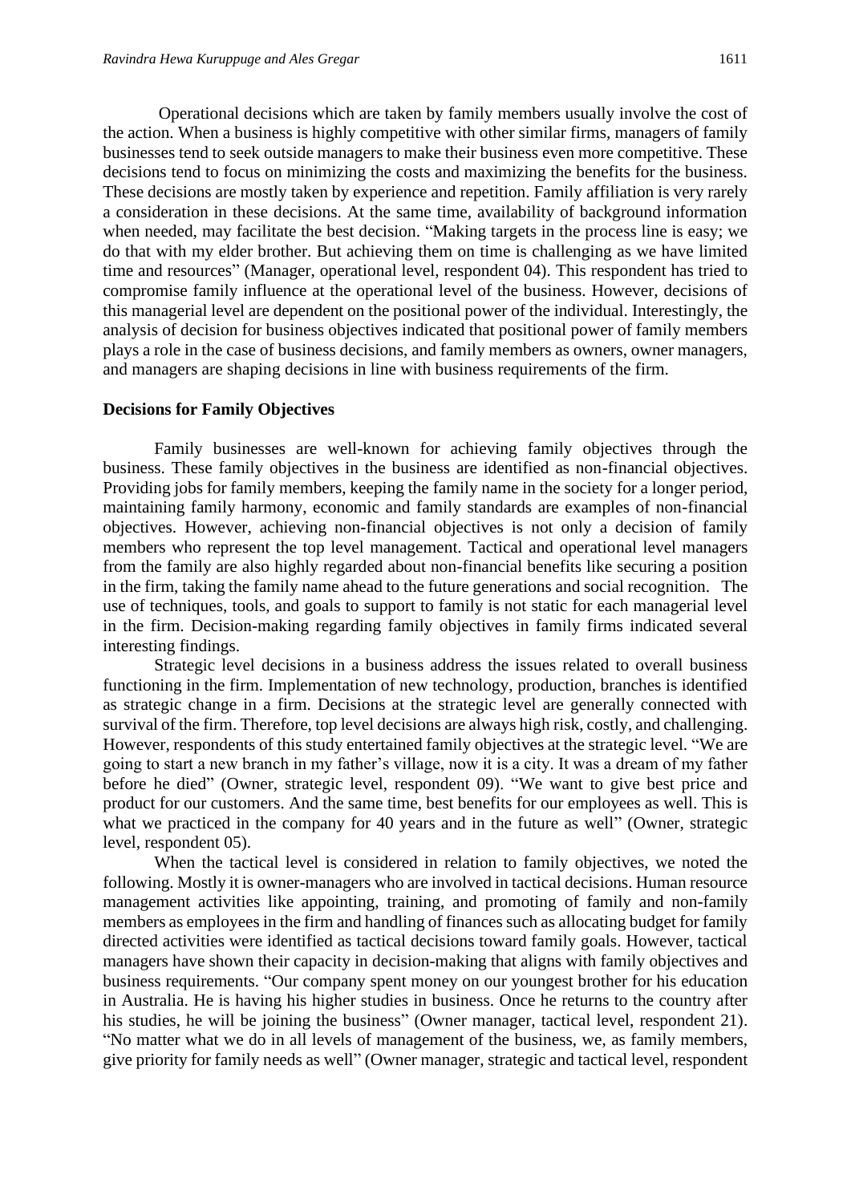Operational decisions which are taken by family members usually involve the cost of the action. When a business is highly competitive with other similar firms, managers of family businesses tend to seek outside managers to make their business even more competitive. These decisions tend to focus on minimizing the costs and maximizing the benefits for the business. These decisions are mostly taken by experience and repetition. Family affiliation is very rarely a consideration in these decisions. At the same time, availability of background information when needed, may facilitate the best decision. "Making targets in the process line is easy; we do that with my elder brother. But achieving them on time is challenging as we have limited time and resources" (Manager, operational level, respondent 04). This respondent has tried to compromise family influence at the operational level of the business. However, decisions of this managerial level are dependent on the positional power of the individual. Interestingly, the analysis of decision for business objectives indicated that positional power of family members plays a role in the case of business decisions, and family members as owners, owner managers, and managers are shaping decisions in line with business requirements of the firm.

**Decisions for Family Objectives**

Family businesses are well-known for achieving family objectives through the business. These family objectives in the business are identified as non-financial objectives. Providing jobs for family members, keeping the family name in the society for a longer period, maintaining family harmony, economic and family standards are examples of non-financial objectives. However, achieving non-financial objectives is not only a decision of family members who represent the top level management. Tactical and operational level managers from the family are also highly regarded about non-financial benefits like securing a position in the firm, taking the family name ahead to the future generations and social recognition. The use of techniques, tools, and goals to support to family is not static for each managerial level in the firm. Decision-making regarding family objectives in family firms indicated several interesting findings.

Strategic level decisions in a business address the issues related to overall business functioning in the firm. Implementation of new technology, production, branches is identified as strategic change in a firm. Decisions at the strategic level are generally connected with survival of the firm. Therefore, top level decisions are always high risk, costly, and challenging. However, respondents of this study entertained family objectives at the strategic level. "We are going to start a new branch in my father's village, now it is a city. It was a dream of my father before he died" (Owner, strategic level, respondent 09). "We want to give best price and product for our customers. And the same time, best benefits for our employees as well. This is what we practiced in the company for 40 years and in the future as well" (Owner, strategic level, respondent 05).

When the tactical level is considered in relation to family objectives, we noted the following. Mostly it is owner-managers who are involved in tactical decisions. Human resource management activities like appointing, training, and promoting of family and non-family members as employees in the firm and handling of finances such as allocating budget for family directed activities were identified as tactical decisions toward family goals. However, tactical managers have shown their capacity in decision-making that aligns with family objectives and business requirements. "Our company spent money on our youngest brother for his education in Australia. He is having his higher studies in business. Once he returns to the country after his studies, he will be joining the business" (Owner manager, tactical level, respondent 21). "No matter what we do in all levels of management of the business, we, as family members, give priority for family needs as well" (Owner manager, strategic and tactical level, respondent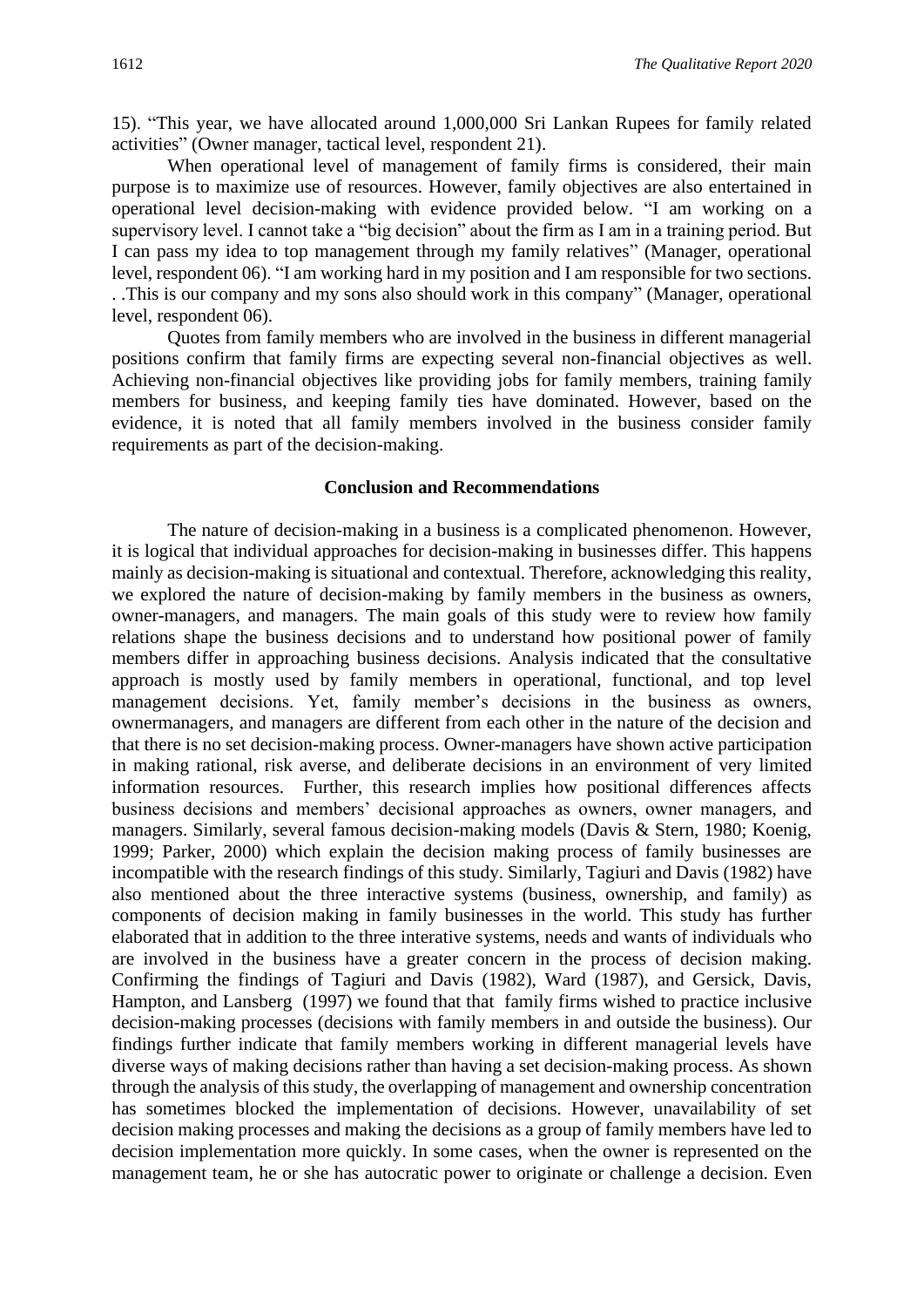15). “This year, we have allocated around 1,000,000 Sri Lankan Rupees for family related activities” (Owner manager, tactical level, respondent 21).

When operational level of management of family firms is considered, their main purpose is to maximize use of resources. However, family objectives are also entertained in operational level decision-making with evidence provided below. “I am working on a supervisory level. I cannot take a “big decision” about the firm as I am in a training period. But I can pass my idea to top management through my family relatives” (Manager, operational level, respondent 06). “I am working hard in my position and I am responsible for two sections. . .This is our company and my sons also should work in this company” (Manager, operational level, respondent 06).

Quotes from family members who are involved in the business in different managerial positions confirm that family firms are expecting several non-financial objectives as well. Achieving non-financial objectives like providing jobs for family members, training family members for business, and keeping family ties have dominated. However, based on the evidence, it is noted that all family members involved in the business consider family requirements as part of the decision-making.

## Conclusion and Recommendations

The nature of decision-making in a business is a complicated phenomenon. However, it is logical that individual approaches for decision-making in businesses differ. This happens mainly as decision-making is situational and contextual. Therefore, acknowledging this reality, we explored the nature of decision-making by family members in the business as owners, owner-managers, and managers. The main goals of this study were to review how family relations shape the business decisions and to understand how positional power of family members differ in approaching business decisions. Analysis indicated that the consultative approach is mostly used by family members in operational, functional, and top level management decisions. Yet, family member’s decisions in the business as owners, ownermanagers, and managers are different from each other in the nature of the decision and that there is no set decision-making process. Owner-managers have shown active participation in making rational, risk averse, and deliberate decisions in an environment of very limited information resources. Further, this research implies how positional differences affects business decisions and members’ decisional approaches as owners, owner managers, and managers. Similarly, several famous decision-making models (Davis & Stern, 1980; Koenig, 1999; Parker, 2000) which explain the decision making process of family businesses are incompatible with the research findings of this study. Similarly, Tagiuri and Davis (1982) have also mentioned about the three interactive systems (business, ownership, and family) as components of decision making in family businesses in the world. This study has further elaborated that in addition to the three interative systems, needs and wants of individuals who are involved in the business have a greater concern in the process of decision making. Confirming the findings of Tagiuri and Davis (1982), Ward (1987), and Gersick, Davis, Hampton, and Lansberg (1997) we found that that family firms wished to practice inclusive decision-making processes (decisions with family members in and outside the business). Our findings further indicate that family members working in different managerial levels have diverse ways of making decisions rather than having a set decision-making process. As shown through the analysis of this study, the overlapping of management and ownership concentration has sometimes blocked the implementation of decisions. However, unavailability of set decision making processes and making the decisions as a group of family members have led to decision implementation more quickly. In some cases, when the owner is represented on the management team, he or she has autocratic power to originate or challenge a decision. Even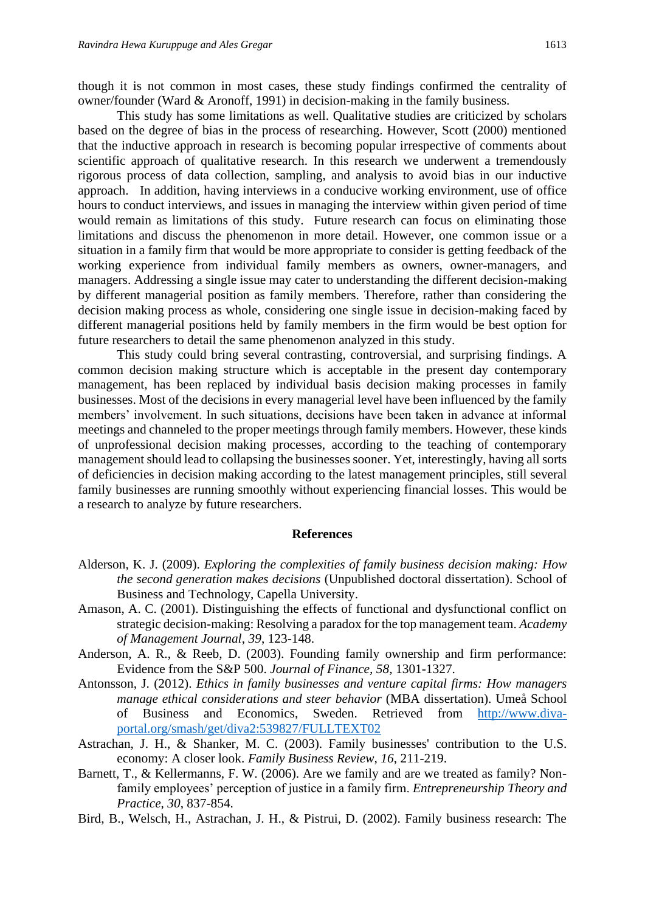though it is not common in most cases, these study findings confirmed the centrality of owner/founder (Ward & Aronoff, 1991) in decision-making in the family business.

This study has some limitations as well. Qualitative studies are criticized by scholars based on the degree of bias in the process of researching. However, Scott (2000) mentioned that the inductive approach in research is becoming popular irrespective of comments about scientific approach of qualitative research. In this research we underwent a tremendously rigorous process of data collection, sampling, and analysis to avoid bias in our inductive approach. In addition, having interviews in a conducive working environment, use of office hours to conduct interviews, and issues in managing the interview within given period of time would remain as limitations of this study. Future research can focus on eliminating those limitations and discuss the phenomenon in more detail. However, one common issue or a situation in a family firm that would be more appropriate to consider is getting feedback of the working experience from individual family members as owners, owner-managers, and managers. Addressing a single issue may cater to understanding the different decision-making by different managerial position as family members. Therefore, rather than considering the decision making process as whole, considering one single issue in decision-making faced by different managerial positions held by family members in the firm would be best option for future researchers to detail the same phenomenon analyzed in this study.

This study could bring several contrasting, controversial, and surprising findings. A common decision making structure which is acceptable in the present day contemporary management, has been replaced by individual basis decision making processes in family businesses. Most of the decisions in every managerial level have been influenced by the family members' involvement. In such situations, decisions have been taken in advance at informal meetings and channeled to the proper meetings through family members. However, these kinds of unprofessional decision making processes, according to the teaching of contemporary management should lead to collapsing the businesses sooner. Yet, interestingly, having all sorts of deficiencies in decision making according to the latest management principles, still several family businesses are running smoothly without experiencing financial losses. This would be a research to analyze by future researchers.

## References

Alderson, K. J. (2009). *Exploring the complexities of family business decision making: How the second generation makes decisions* (Unpublished doctoral dissertation). School of Business and Technology, Capella University.

Amason, A. C. (2001). Distinguishing the effects of functional and dysfunctional conflict on strategic decision-making: Resolving a paradox for the top management team. *Academy of Management Journal*, *39*, 123-148.

Anderson, A. R., & Reeb, D. (2003). Founding family ownership and firm performance: Evidence from the S&P 500. *Journal of Finance, 58*, 1301-1327.

Antonsson, J. (2012). *Ethics in family businesses and venture capital firms: How managers manage ethical considerations and steer behavior* (MBA dissertation). Umeå School of Business and Economics, Sweden. Retrieved from http://www.diva-portal.org/smash/get/diva2:539827/FULLTEXT02

Astrachan, J. H., & Shanker, M. C. (2003). Family businesses' contribution to the U.S. economy: A closer look. *Family Business Review, 16*, 211-219.

Barnett, T., & Kellermanns, F. W. (2006). Are we family and are we treated as family? Non-family employees' perception of justice in a family firm. *Entrepreneurship Theory and Practice, 30*, 837-854.

Bird, B., Welsch, H., Astrachan, J. H., & Pistrui, D. (2002). Family business research: The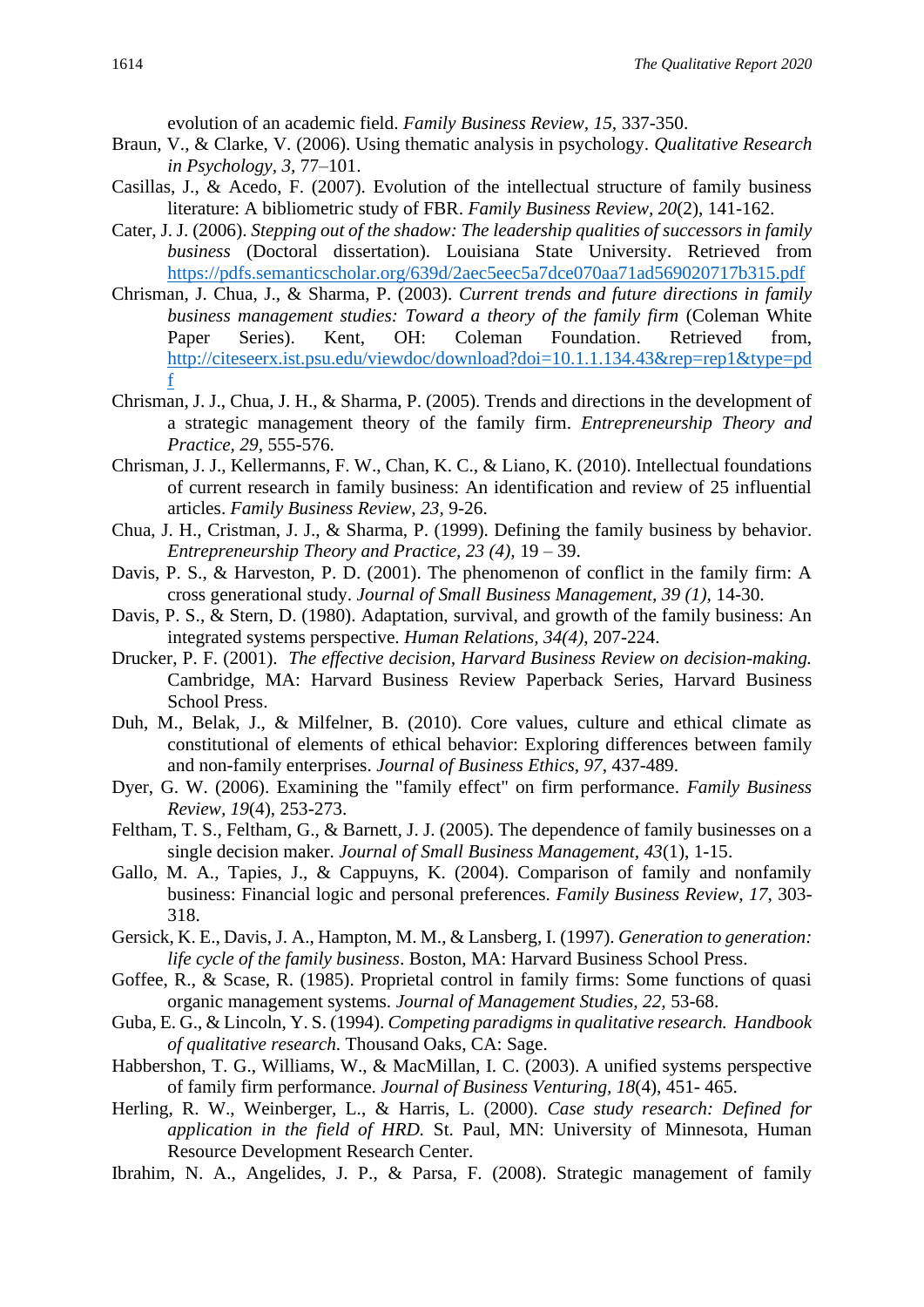evolution of an academic field. *Family Business Review*, *15*, 337-350.

Braun, V., & Clarke, V. (2006). Using thematic analysis in psychology. *Qualitative Research in Psychology*, *3*, 77–101.

Casillas, J., & Acedo, F. (2007). Evolution of the intellectual structure of family business literature: A bibliometric study of FBR. *Family Business Review*, *20*(2), 141-162.

Cater, J. J. (2006). *Stepping out of the shadow: The leadership qualities of successors in family business* (Doctoral dissertation). Louisiana State University. Retrieved from https://pdfs.semanticscholar.org/639d/2aec5eec5a7dce070aa71ad569020717b315.pdf

Chrisman, J. Chua, J., & Sharma, P. (2003). *Current trends and future directions in family business management studies: Toward a theory of the family firm* (Coleman White Paper Series). Kent, OH: Coleman Foundation. Retrieved from, http://citeseerx.ist.psu.edu/viewdoc/download?doi=10.1.1.134.43&rep=rep1&type=pdf

Chrisman, J. J., Chua, J. H., & Sharma, P. (2005). Trends and directions in the development of a strategic management theory of the family firm. *Entrepreneurship Theory and Practice*, *29*, 555-576.

Chrisman, J. J., Kellermanns, F. W., Chan, K. C., & Liano, K. (2010). Intellectual foundations of current research in family business: An identification and review of 25 influential articles. *Family Business Review*, *23*, 9-26.

Chua, J. H., Cristman, J. J., & Sharma, P. (1999). Defining the family business by behavior. *Entrepreneurship Theory and Practice*, *23 (4)*, 19 – 39.

Davis, P. S., & Harveston, P. D. (2001). The phenomenon of conflict in the family firm: A cross generational study. *Journal of Small Business Management*, *39 (1)*, 14-30.

Davis, P. S., & Stern, D. (1980). Adaptation, survival, and growth of the family business: An integrated systems perspective. *Human Relations*, *34(4)*, 207-224.

Drucker, P. F. (2001). *The effective decision, Harvard Business Review on decision-making.* Cambridge, MA: Harvard Business Review Paperback Series, Harvard Business School Press.

Duh, M., Belak, J., & Milfelner, B. (2010). Core values, culture and ethical climate as constitutional of elements of ethical behavior: Exploring differences between family and non-family enterprises. *Journal of Business Ethics*, *97*, 437-489.

Dyer, G. W. (2006). Examining the "family effect" on firm performance. *Family Business Review*, *19*(4), 253-273.

Feltham, T. S., Feltham, G., & Barnett, J. J. (2005). The dependence of family businesses on a single decision maker. *Journal of Small Business Management*, *43*(1), 1-15.

Gallo, M. A., Tapies, J., & Cappuyns, K. (2004). Comparison of family and nonfamily business: Financial logic and personal preferences. *Family Business Review*, *17*, 303-318.

Gersick, K. E., Davis, J. A., Hampton, M. M., & Lansberg, I. (1997). *Generation to generation: life cycle of the family business*. Boston, MA: Harvard Business School Press.

Goffee, R., & Scase, R. (1985). Proprietal control in family firms: Some functions of quasi organic management systems. *Journal of Management Studies*, *22*, 53-68.

Guba, E. G., & Lincoln, Y. S. (1994). *Competing paradigms in qualitative research. Handbook of qualitative research*. Thousand Oaks, CA: Sage.

Habbershon, T. G., Williams, W., & MacMillan, I. C. (2003). A unified systems perspective of family firm performance. *Journal of Business Venturing*, *18*(4), 451- 465.

Herling, R. W., Weinberger, L., & Harris, L. (2000). *Case study research: Defined for application in the field of HRD.* St. Paul, MN: University of Minnesota, Human Resource Development Research Center.

Ibrahim, N. A., Angelides, J. P., & Parsa, F. (2008). Strategic management of family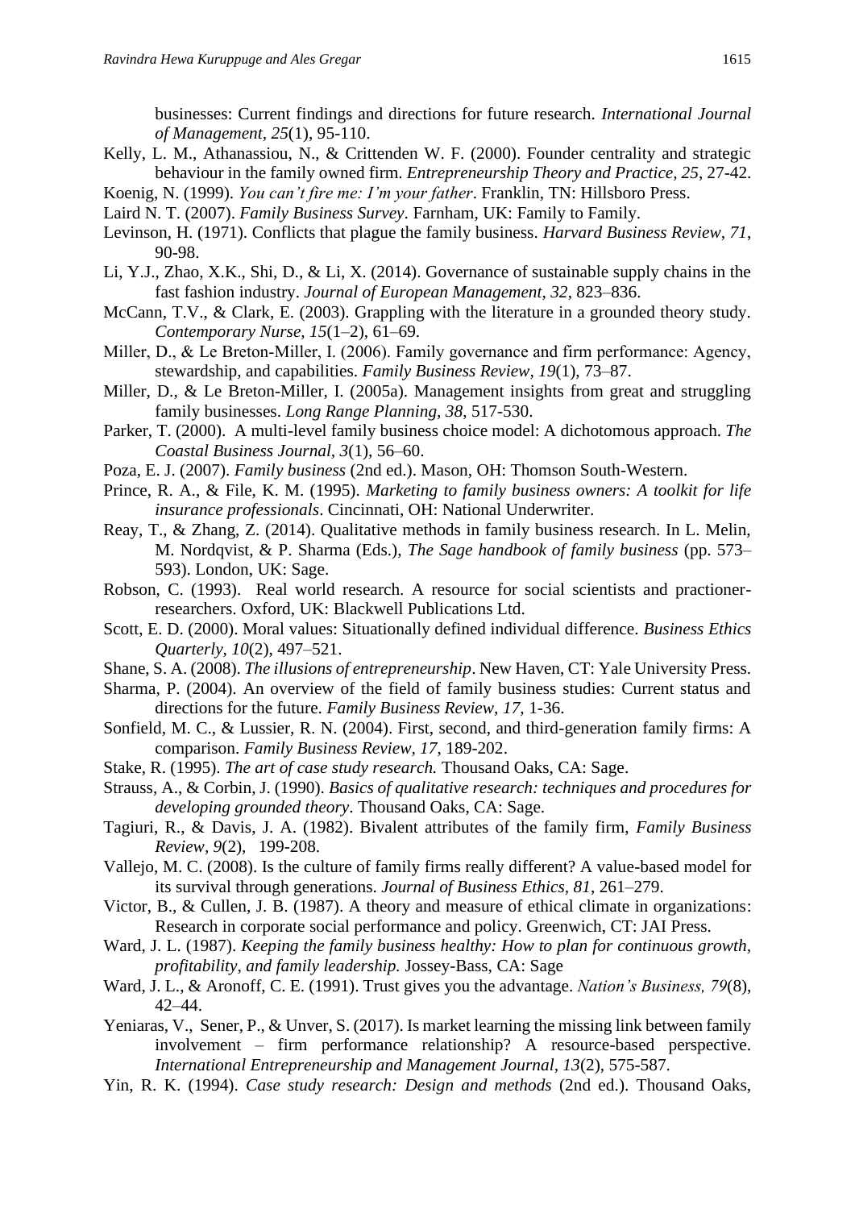businesses: Current findings and directions for future research. *International Journal of Management*, *25*(1), 95-110.

Kelly, L. M., Athanassiou, N., & Crittenden W. F. (2000). Founder centrality and strategic behaviour in the family owned firm. *Entrepreneurship Theory and Practice, 25*, 27-42.

Koenig, N. (1999). *You can't fire me: I'm your father*. Franklin, TN: Hillsboro Press.

Laird N. T. (2007). *Family Business Survey*. Farnham, UK: Family to Family.

Levinson, H. (1971). Conflicts that plague the family business. *Harvard Business Review, 71*, 90-98.

Li, Y.J., Zhao, X.K., Shi, D., & Li, X. (2014). Governance of sustainable supply chains in the fast fashion industry. *Journal of European Management, 32*, 823–836.

McCann, T.V., & Clark, E. (2003). Grappling with the literature in a grounded theory study. *Contemporary Nurse*, *15*(1–2), 61–69.

Miller, D., & Le Breton-Miller, I. (2006). Family governance and firm performance: Agency, stewardship, and capabilities. *Family Business Review, 19*(1), 73–87.

Miller, D., & Le Breton-Miller, I. (2005a). Management insights from great and struggling family businesses. *Long Range Planning, 38*, 517-530.

Parker, T. (2000). A multi-level family business choice model: A dichotomous approach. *The Coastal Business Journal*, *3*(1), 56–60.

Poza, E. J. (2007). *Family business* (2nd ed.). Mason, OH: Thomson South-Western.

Prince, R. A., & File, K. M. (1995). *Marketing to family business owners: A toolkit for life insurance professionals*. Cincinnati, OH: National Underwriter.

Reay, T., & Zhang, Z. (2014). Qualitative methods in family business research. In L. Melin, M. Nordqvist, & P. Sharma (Eds.), *The Sage handbook of family business* (pp. 573–593). London, UK: Sage.

Robson, C. (1993). Real world research. A resource for social scientists and practioner-researchers. Oxford, UK: Blackwell Publications Ltd.

Scott, E. D. (2000). Moral values: Situationally defined individual difference. *Business Ethics Quarterly, 10*(2), 497–521.

Shane, S. A. (2008). *The illusions of entrepreneurship*. New Haven, CT: Yale University Press.

Sharma, P. (2004). An overview of the field of family business studies: Current status and directions for the future. *Family Business Review, 17,* 1-36.

Sonfield, M. C., & Lussier, R. N. (2004). First, second, and third-generation family firms: A comparison. *Family Business Review*, *17*, 189-202.

Stake, R. (1995). *The art of case study research.* Thousand Oaks, CA: Sage.

Strauss, A., & Corbin, J. (1990). *Basics of qualitative research: techniques and procedures for developing grounded theory*. Thousand Oaks, CA: Sage.

Tagiuri, R., & Davis, J. A. (1982). Bivalent attributes of the family firm, *Family Business Review, 9*(2), 199-208.

Vallejo, M. C. (2008). Is the culture of family firms really different? A value-based model for its survival through generations. *Journal of Business Ethics, 81*, 261–279.

Victor, B., & Cullen, J. B. (1987). A theory and measure of ethical climate in organizations: Research in corporate social performance and policy. Greenwich, CT: JAI Press.

Ward, J. L. (1987). *Keeping the family business healthy: How to plan for continuous growth, profitability, and family leadership.* Jossey-Bass, CA: Sage

Ward, J. L., & Aronoff, C. E. (1991). Trust gives you the advantage. *Nation's Business, 79*(8), 42–44.

Yeniaras, V., Sener, P., & Unver, S. (2017). Is market learning the missing link between family involvement – firm performance relationship? A resource-based perspective. *International Entrepreneurship and Management Journal, 13*(2), 575-587.

Yin, R. K. (1994). *Case study research: Design and methods* (2nd ed.). Thousand Oaks,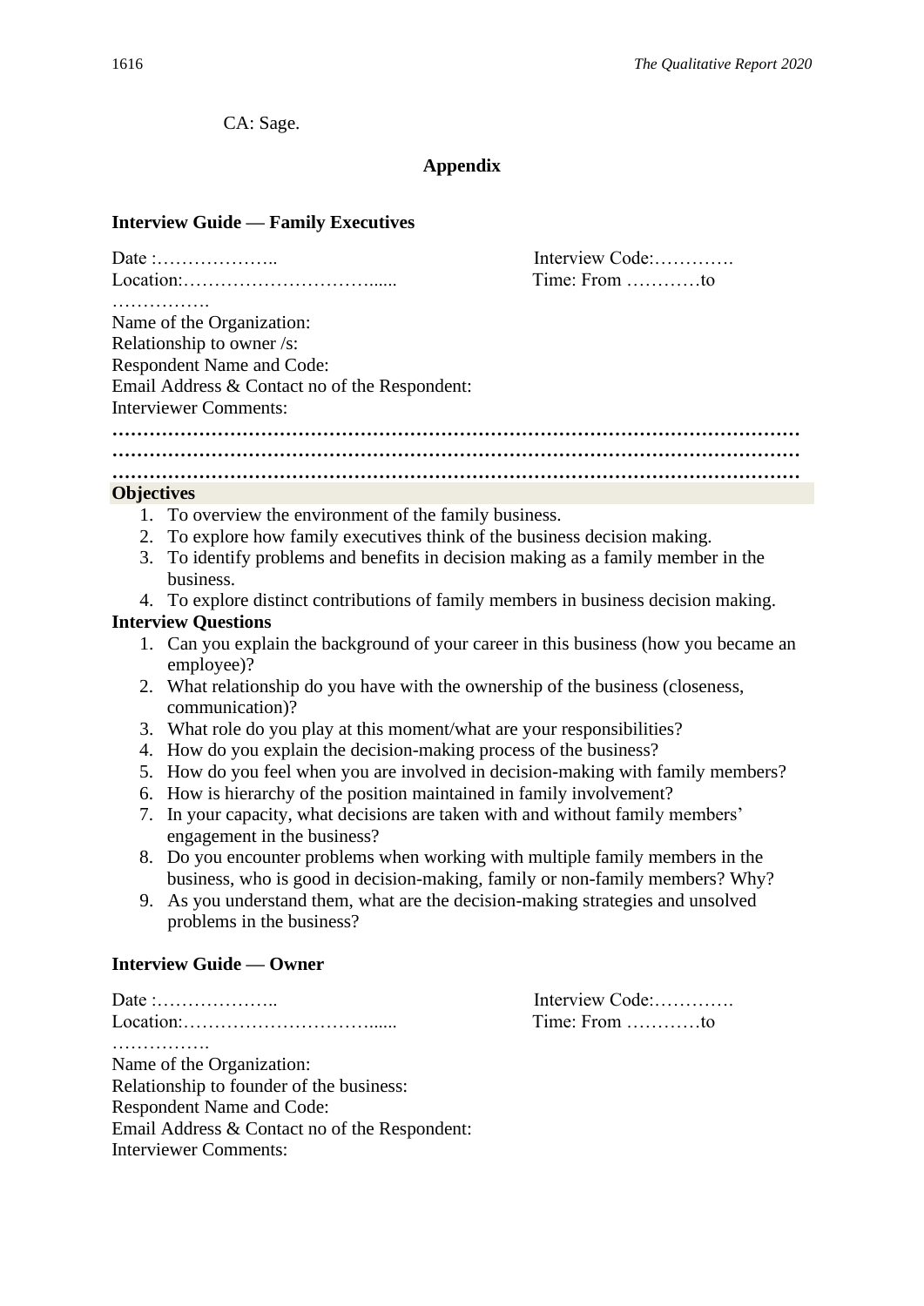CA: Sage.

## Appendix

### Interview Guide — Family Executives

Date :……………….. Interview Code:………….

Location:…………………………...... Time: From …………to …………….

Name of the Organization:

Relationship to owner /s:

Respondent Name and Code:

Email Address & Contact no of the Respondent:

Interviewer Comments:

………………………………………………………………………………………………
………………………………………………………………………………………………
………………………………………………………………………………………………

**Objectives**

1. To overview the environment of the family business.
2. To explore how family executives think of the business decision making.
3. To identify problems and benefits in decision making as a family member in the business.
4. To explore distinct contributions of family members in business decision making.

**Interview Questions**

1. Can you explain the background of your career in this business (how you became an employee)?
2. What relationship do you have with the ownership of the business (closeness, communication)?
3. What role do you play at this moment/what are your responsibilities?
4. How do you explain the decision-making process of the business?
5. How do you feel when you are involved in decision-making with family members?
6. How is hierarchy of the position maintained in family involvement?
7. In your capacity, what decisions are taken with and without family members' engagement in the business?
8. Do you encounter problems when working with multiple family members in the business, who is good in decision-making, family or non-family members? Why?
9. As you understand them, what are the decision-making strategies and unsolved problems in the business?

### Interview Guide — Owner

Date :……………….. Interview Code:………….

Location:…………………………...... Time: From …………to …………….

Name of the Organization:

Relationship to founder of the business:

Respondent Name and Code:

Email Address & Contact no of the Respondent:

Interviewer Comments: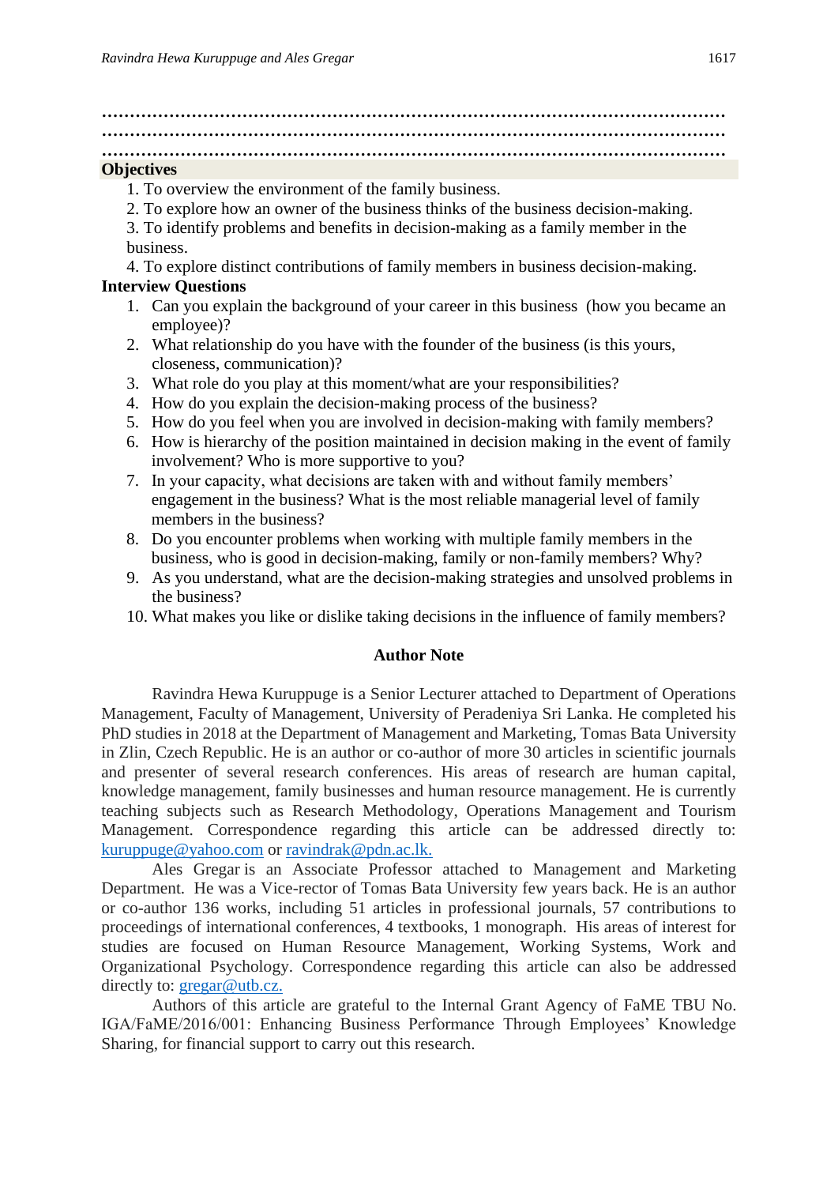……………………………………………………………………………………………
……………………………………………………………………………………………
……………………………………………………………………………………………

**Objectives**

1. To overview the environment of the family business.
2. To explore how an owner of the business thinks of the business decision-making.
3. To identify problems and benefits in decision-making as a family member in the business.
4. To explore distinct contributions of family members in business decision-making.

**Interview Questions**

1. Can you explain the background of your career in this business (how you became an employee)?
2. What relationship do you have with the founder of the business (is this yours, closeness, communication)?
3. What role do you play at this moment/what are your responsibilities?
4. How do you explain the decision-making process of the business?
5. How do you feel when you are involved in decision-making with family members?
6. How is hierarchy of the position maintained in decision making in the event of family involvement? Who is more supportive to you?
7. In your capacity, what decisions are taken with and without family members' engagement in the business? What is the most reliable managerial level of family members in the business?
8. Do you encounter problems when working with multiple family members in the business, who is good in decision-making, family or non-family members? Why?
9. As you understand, what are the decision-making strategies and unsolved problems in the business?
10. What makes you like or dislike taking decisions in the influence of family members?

## Author Note

Ravindra Hewa Kuruppuge is a Senior Lecturer attached to Department of Operations Management, Faculty of Management, University of Peradeniya Sri Lanka. He completed his PhD studies in 2018 at the Department of Management and Marketing, Tomas Bata University in Zlin, Czech Republic. He is an author or co-author of more 30 articles in scientific journals and presenter of several research conferences. His areas of research are human capital, knowledge management, family businesses and human resource management. He is currently teaching subjects such as Research Methodology, Operations Management and Tourism Management. Correspondence regarding this article can be addressed directly to: kuruppuge@yahoo.com or ravindrak@pdn.ac.lk.

Ales Gregar is an Associate Professor attached to Management and Marketing Department. He was a Vice-rector of Tomas Bata University few years back. He is an author or co-author 136 works, including 51 articles in professional journals, 57 contributions to proceedings of international conferences, 4 textbooks, 1 monograph. His areas of interest for studies are focused on Human Resource Management, Working Systems, Work and Organizational Psychology. Correspondence regarding this article can also be addressed directly to: gregar@utb.cz.

Authors of this article are grateful to the Internal Grant Agency of FaME TBU No. IGA/FaME/2016/001: Enhancing Business Performance Through Employees' Knowledge Sharing, for financial support to carry out this research.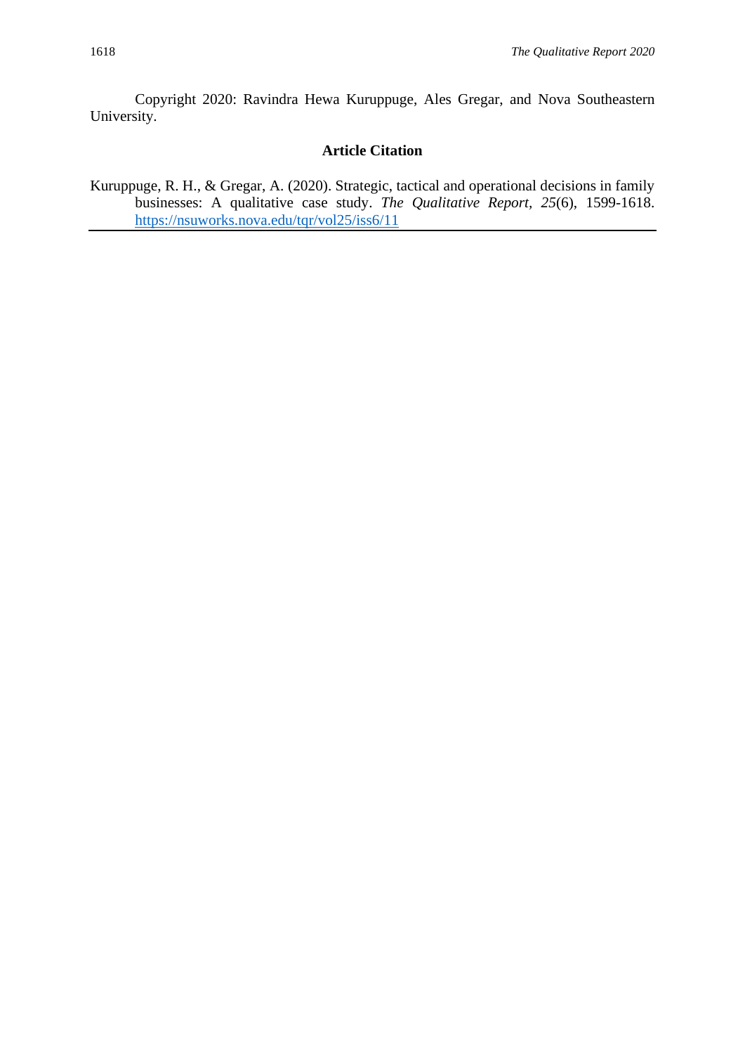Copyright 2020: Ravindra Hewa Kuruppuge, Ales Gregar, and Nova Southeastern University.

## Article Citation

Kuruppuge, R. H., & Gregar, A. (2020). Strategic, tactical and operational decisions in family businesses: A qualitative case study. *The Qualitative Report*, *25*(6), 1599-1618. https://nsuworks.nova.edu/tqr/vol25/iss6/11